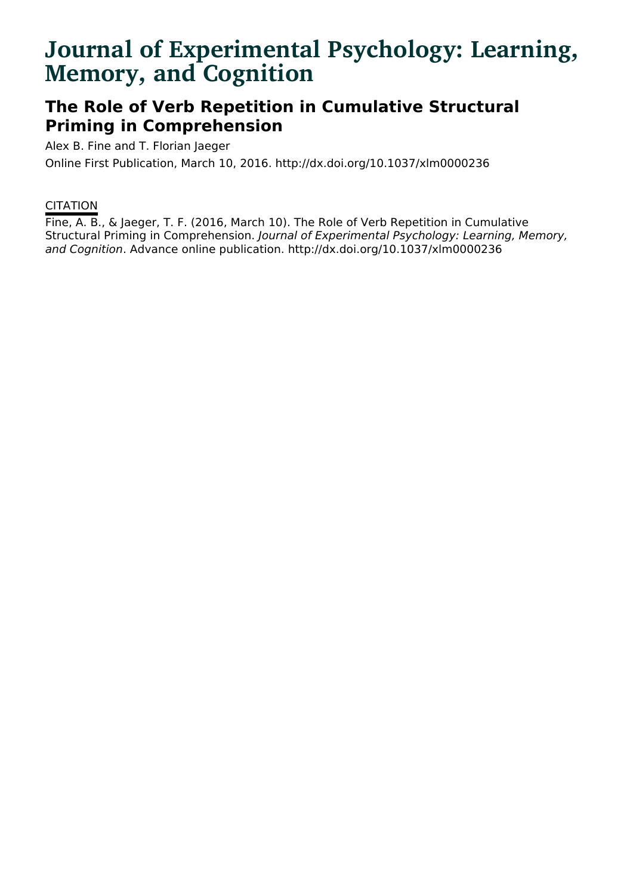# Journal of Experimental Psychology: Learning, Memory, and Cognition

## The Role of Verb Repetition in Cumulative Structural Priming in Comprehension

Alex B. Fine and T. Florian Jaeger

Online First Publication, March 10, 2016. http://dx.doi.org/10.1037/xlm0000236

CITATION

Fine, A. B., & Jaeger, T. F. (2016, March 10). The Role of Verb Repetition in Cumulative Structural Priming in Comprehension. *Journal of Experimental Psychology: Learning, Memory, and Cognition*. Advance online publication. http://dx.doi.org/10.1037/xlm0000236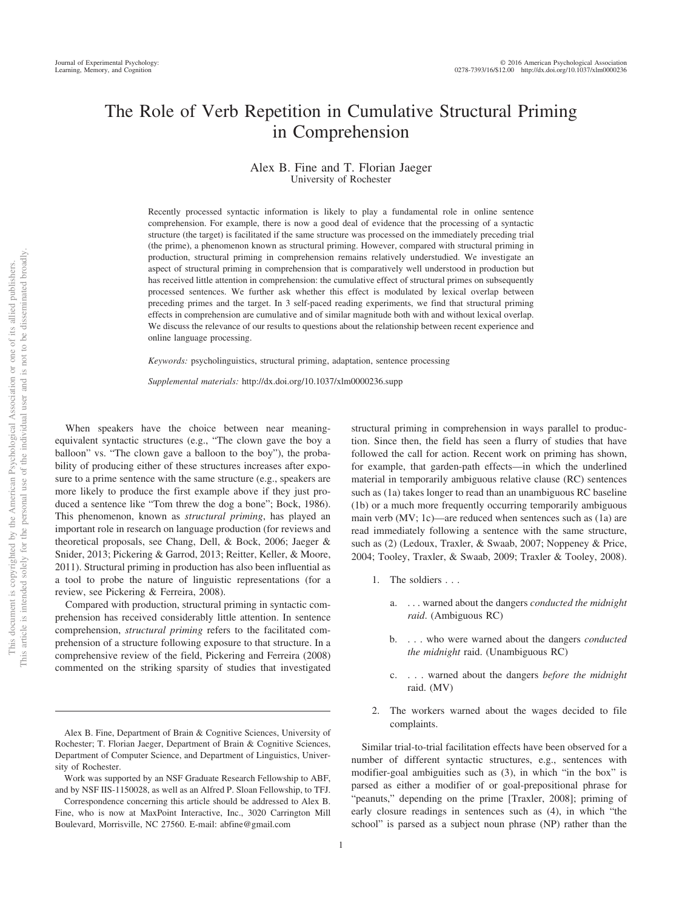# The Role of Verb Repetition in Cumulative Structural Priming in Comprehension

Alex B. Fine and T. Florian Jaeger
University of Rochester

Recently processed syntactic information is likely to play a fundamental role in online sentence comprehension. For example, there is now a good deal of evidence that the processing of a syntactic structure (the target) is facilitated if the same structure was processed on the immediately preceding trial (the prime), a phenomenon known as structural priming. However, compared with structural priming in production, structural priming in comprehension remains relatively understudied. We investigate an aspect of structural priming in comprehension that is comparatively well understood in production but has received little attention in comprehension: the cumulative effect of structural primes on subsequently processed sentences. We further ask whether this effect is modulated by lexical overlap between preceding primes and the target. In 3 self-paced reading experiments, we find that structural priming effects in comprehension are cumulative and of similar magnitude both with and without lexical overlap. We discuss the relevance of our results to questions about the relationship between recent experience and online language processing.

*Keywords:* psycholinguistics, structural priming, adaptation, sentence processing

*Supplemental materials:* http://dx.doi.org/10.1037/xlm0000236.supp

When speakers have the choice between near meaning-equivalent syntactic structures (e.g., "The clown gave the boy a balloon" vs. "The clown gave a balloon to the boy"), the probability of producing either of these structures increases after exposure to a prime sentence with the same structure (e.g., speakers are more likely to produce the first example above if they just produced a sentence like "Tom threw the dog a bone"; Bock, 1986). This phenomenon, known as *structural priming*, has played an important role in research on language production (for reviews and theoretical proposals, see Chang, Dell, & Bock, 2006; Jaeger & Snider, 2013; Pickering & Garrod, 2013; Reitter, Keller, & Moore, 2011). Structural priming in production has also been influential as a tool to probe the nature of linguistic representations (for a review, see Pickering & Ferreira, 2008).

Compared with production, structural priming in syntactic comprehension has received considerably little attention. In sentence comprehension, *structural priming* refers to the facilitated comprehension of a structure following exposure to that structure. In a comprehensive review of the field, Pickering and Ferreira (2008) commented on the striking sparsity of studies that investigated structural priming in comprehension in ways parallel to production. Since then, the field has seen a flurry of studies that have followed the call for action. Recent work on priming has shown, for example, that garden-path effects—in which the underlined material in temporarily ambiguous relative clause (RC) sentences such as (1a) takes longer to read than an unambiguous RC baseline (1b) or a much more frequently occurring temporarily ambiguous main verb (MV; 1c)—are reduced when sentences such as (1a) are read immediately following a sentence with the same structure, such as (2) (Ledoux, Traxler, & Swaab, 2007; Noppeney & Price, 2004; Tooley, Traxler, & Swaab, 2009; Traxler & Tooley, 2008).

1. The soldiers . . .
   a. . . . warned about the dangers *conducted the midnight raid*. (Ambiguous RC)
   b. . . . who were warned about the dangers *conducted the midnight* raid. (Unambiguous RC)
   c. . . . warned about the dangers *before the midnight* raid. (MV)
2. The workers warned about the wages decided to file complaints.

Similar trial-to-trial facilitation effects have been observed for a number of different syntactic structures, e.g., sentences with modifier-goal ambiguities such as (3), in which "in the box" is parsed as either a modifier of or goal-prepositional phrase for "peanuts," depending on the prime [Traxler, 2008]; priming of early closure readings in sentences such as (4), in which "the school" is parsed as a subject noun phrase (NP) rather than the

---

Alex B. Fine, Department of Brain & Cognitive Sciences, University of Rochester; T. Florian Jaeger, Department of Brain & Cognitive Sciences, Department of Computer Science, and Department of Linguistics, University of Rochester.

Work was supported by an NSF Graduate Research Fellowship to ABF, and by NSF IIS-1150028, as well as an Alfred P. Sloan Fellowship, to TFJ.

Correspondence concerning this article should be addressed to Alex B. Fine, who is now at MaxPoint Interactive, Inc., 3020 Carrington Mill Boulevard, Morrisville, NC 27560. E-mail: abfine@gmail.com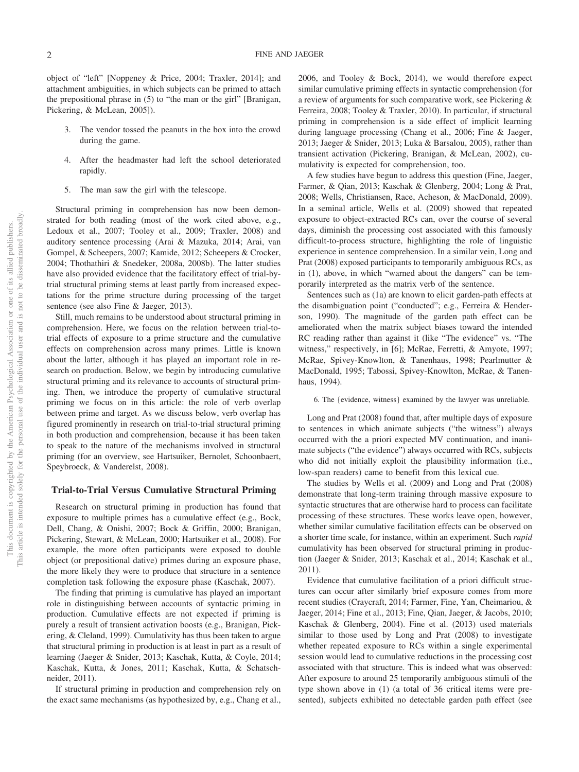object of "left" [Noppeney & Price, 2004; Traxler, 2014]; and attachment ambiguities, in which subjects can be primed to attach the prepositional phrase in (5) to "the man or the girl" [Branigan, Pickering, & McLean, 2005]).

3. The vendor tossed the peanuts in the box into the crowd during the game.

4. After the headmaster had left the school deteriorated rapidly.

5. The man saw the girl with the telescope.

Structural priming in comprehension has now been demonstrated for both reading (most of the work cited above, e.g., Ledoux et al., 2007; Tooley et al., 2009; Traxler, 2008) and auditory sentence processing (Arai & Mazuka, 2014; Arai, van Gompel, & Scheepers, 2007; Kamide, 2012; Scheepers & Crocker, 2004; Thothathiri & Snedeker, 2008a, 2008b). The latter studies have also provided evidence that the facilitatory effect of trial-by-trial structural priming stems at least partly from increased expectations for the prime structure during processing of the target sentence (see also Fine & Jaeger, 2013).

Still, much remains to be understood about structural priming in comprehension. Here, we focus on the relation between trial-to-trial effects of exposure to a prime structure and the cumulative effects on comprehension across many primes. Little is known about the latter, although it has played an important role in research on production. Below, we begin by introducing cumulative structural priming and its relevance to accounts of structural priming. Then, we introduce the property of cumulative structural priming we focus on in this article: the role of verb overlap between prime and target. As we discuss below, verb overlap has figured prominently in research on trial-to-trial structural priming in both production and comprehension, because it has been taken to speak to the nature of the mechanisms involved in structural priming (for an overview, see Hartsuiker, Bernolet, Schoonbaert, Speybroeck, & Vanderelst, 2008).

## Trial-to-Trial Versus Cumulative Structural Priming

Research on structural priming in production has found that exposure to multiple primes has a cumulative effect (e.g., Bock, Dell, Chang, & Onishi, 2007; Bock & Griffin, 2000; Branigan, Pickering, Stewart, & McLean, 2000; Hartsuiker et al., 2008). For example, the more often participants were exposed to double object (or prepositional dative) primes during an exposure phase, the more likely they were to produce that structure in a sentence completion task following the exposure phase (Kaschak, 2007).

The finding that priming is cumulative has played an important role in distinguishing between accounts of syntactic priming in production. Cumulative effects are not expected if priming is purely a result of transient activation boosts (e.g., Branigan, Pickering, & Cleland, 1999). Cumulativity has thus been taken to argue that structural priming in production is at least in part as a result of learning (Jaeger & Snider, 2013; Kaschak, Kutta, & Coyle, 2014; Kaschak, Kutta, & Jones, 2011; Kaschak, Kutta, & Schatschneider, 2011).

If structural priming in production and comprehension rely on the exact same mechanisms (as hypothesized by, e.g., Chang et al., 2006, and Tooley & Bock, 2014), we would therefore expect similar cumulative priming effects in syntactic comprehension (for a review of arguments for such comparative work, see Pickering & Ferreira, 2008; Tooley & Traxler, 2010). In particular, if structural priming in comprehension is a side effect of implicit learning during language processing (Chang et al., 2006; Fine & Jaeger, 2013; Jaeger & Snider, 2013; Luka & Barsalou, 2005), rather than transient activation (Pickering, Branigan, & McLean, 2002), cumulativity is expected for comprehension, too.

A few studies have begun to address this question (Fine, Jaeger, Farmer, & Qian, 2013; Kaschak & Glenberg, 2004; Long & Prat, 2008; Wells, Christiansen, Race, Acheson, & MacDonald, 2009). In a seminal article, Wells et al. (2009) showed that repeated exposure to object-extracted RCs can, over the course of several days, diminish the processing cost associated with this famously difficult-to-process structure, highlighting the role of linguistic experience in sentence comprehension. In a similar vein, Long and Prat (2008) exposed participants to temporarily ambiguous RCs, as in (1), above, in which "warned about the dangers" can be temporarily interpreted as the matrix verb of the sentence.

Sentences such as (1a) are known to elicit garden-path effects at the disambiguation point ("conducted"; e.g., Ferreira & Henderson, 1990). The magnitude of the garden path effect can be ameliorated when the matrix subject biases toward the intended RC reading rather than against it (like "The evidence" vs. "The witness," respectively, in [6]; McRae, Ferretti, & Amyote, 1997; McRae, Spivey-Knowlton, & Tanenhaus, 1998; Pearlmutter & MacDonald, 1995; Tabossi, Spivey-Knowlton, McRae, & Tanenhaus, 1994).

6. The {evidence, witness} examined by the lawyer was unreliable.

Long and Prat (2008) found that, after multiple days of exposure to sentences in which animate subjects ("the witness") always occurred with the a priori expected MV continuation, and inanimate subjects ("the evidence") always occurred with RCs, subjects who did not initially exploit the plausibility information (i.e., low-span readers) came to benefit from this lexical cue.

The studies by Wells et al. (2009) and Long and Prat (2008) demonstrate that long-term training through massive exposure to syntactic structures that are otherwise hard to process can facilitate processing of these structures. These works leave open, however, whether similar cumulative facilitation effects can be observed on a shorter time scale, for instance, within an experiment. Such *rapid* cumulativity has been observed for structural priming in production (Jaeger & Snider, 2013; Kaschak et al., 2014; Kaschak et al., 2011).

Evidence that cumulative facilitation of a priori difficult structures can occur after similarly brief exposure comes from more recent studies (Craycraft, 2014; Farmer, Fine, Yan, Cheimariou, & Jaeger, 2014; Fine et al., 2013; Fine, Qian, Jaeger, & Jacobs, 2010; Kaschak & Glenberg, 2004). Fine et al. (2013) used materials similar to those used by Long and Prat (2008) to investigate whether repeated exposure to RCs within a single experimental session would lead to cumulative reductions in the processing cost associated with that structure. This is indeed what was observed: After exposure to around 25 temporarily ambiguous stimuli of the type shown above in (1) (a total of 36 critical items were presented), subjects exhibited no detectable garden path effect (see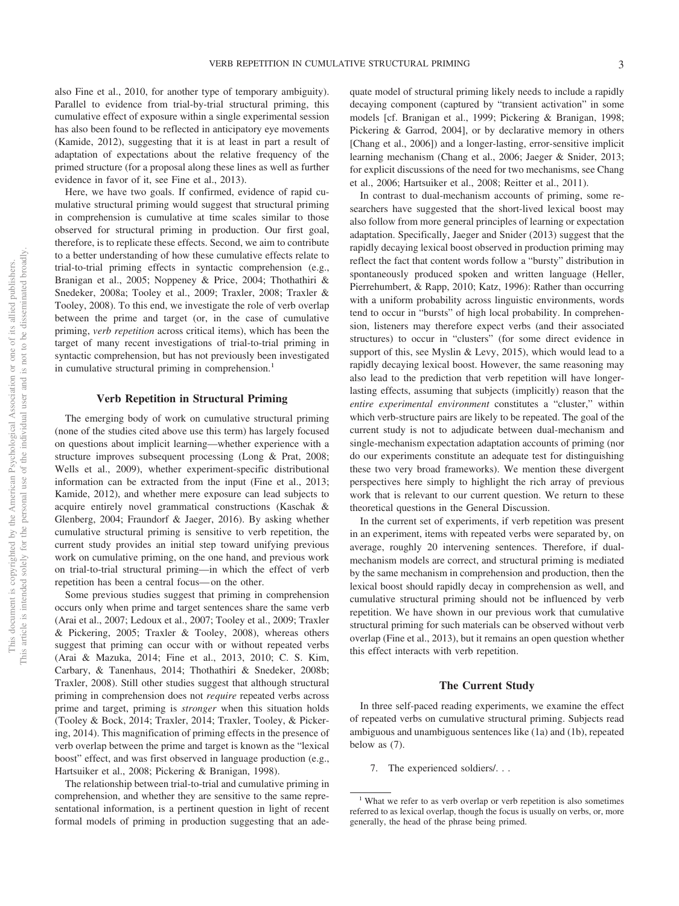also Fine et al., 2010, for another type of temporary ambiguity). Parallel to evidence from trial-by-trial structural priming, this cumulative effect of exposure within a single experimental session has also been found to be reflected in anticipatory eye movements (Kamide, 2012), suggesting that it is at least in part a result of adaptation of expectations about the relative frequency of the primed structure (for a proposal along these lines as well as further evidence in favor of it, see Fine et al., 2013).

Here, we have two goals. If confirmed, evidence of rapid cumulative structural priming would suggest that structural priming in comprehension is cumulative at time scales similar to those observed for structural priming in production. Our first goal, therefore, is to replicate these effects. Second, we aim to contribute to a better understanding of how these cumulative effects relate to trial-to-trial priming effects in syntactic comprehension (e.g., Branigan et al., 2005; Noppeney & Price, 2004; Thothathiri & Snedeker, 2008a; Tooley et al., 2009; Traxler, 2008; Traxler & Tooley, 2008). To this end, we investigate the role of verb overlap between the prime and target (or, in the case of cumulative priming, *verb repetition* across critical items), which has been the target of many recent investigations of trial-to-trial priming in syntactic comprehension, but has not previously been investigated in cumulative structural priming in comprehension.[1]

## Verb Repetition in Structural Priming

The emerging body of work on cumulative structural priming (none of the studies cited above use this term) has largely focused on questions about implicit learning—whether experience with a structure improves subsequent processing (Long & Prat, 2008; Wells et al., 2009), whether experiment-specific distributional information can be extracted from the input (Fine et al., 2013; Kamide, 2012), and whether mere exposure can lead subjects to acquire entirely novel grammatical constructions (Kaschak & Glenberg, 2004; Fraundorf & Jaeger, 2016). By asking whether cumulative structural priming is sensitive to verb repetition, the current study provides an initial step toward unifying previous work on cumulative priming, on the one hand, and previous work on trial-to-trial structural priming—in which the effect of verb repetition has been a central focus—on the other.

Some previous studies suggest that priming in comprehension occurs only when prime and target sentences share the same verb (Arai et al., 2007; Ledoux et al., 2007; Tooley et al., 2009; Traxler & Pickering, 2005; Traxler & Tooley, 2008), whereas others suggest that priming can occur with or without repeated verbs (Arai & Mazuka, 2014; Fine et al., 2013, 2010; C. S. Kim, Carbary, & Tanenhaus, 2014; Thothathiri & Snedeker, 2008b; Traxler, 2008). Still other studies suggest that although structural priming in comprehension does not *require* repeated verbs across prime and target, priming is *stronger* when this situation holds (Tooley & Bock, 2014; Traxler, 2014; Traxler, Tooley, & Pickering, 2014). This magnification of priming effects in the presence of verb overlap between the prime and target is known as the "lexical boost" effect, and was first observed in language production (e.g., Hartsuiker et al., 2008; Pickering & Branigan, 1998).

The relationship between trial-to-trial and cumulative priming in comprehension, and whether they are sensitive to the same representational information, is a pertinent question in light of recent formal models of priming in production suggesting that an adequate model of structural priming likely needs to include a rapidly decaying component (captured by "transient activation" in some models [cf. Branigan et al., 1999; Pickering & Branigan, 1998; Pickering & Garrod, 2004], or by declarative memory in others [Chang et al., 2006]) and a longer-lasting, error-sensitive implicit learning mechanism (Chang et al., 2006; Jaeger & Snider, 2013; for explicit discussions of the need for two mechanisms, see Chang et al., 2006; Hartsuiker et al., 2008; Reitter et al., 2011).

In contrast to dual-mechanism accounts of priming, some researchers have suggested that the short-lived lexical boost may also follow from more general principles of learning or expectation adaptation. Specifically, Jaeger and Snider (2013) suggest that the rapidly decaying lexical boost observed in production priming may reflect the fact that content words follow a "bursty" distribution in spontaneously produced spoken and written language (Heller, Pierrehumbert, & Rapp, 2010; Katz, 1996): Rather than occurring with a uniform probability across linguistic environments, words tend to occur in "bursts" of high local probability. In comprehension, listeners may therefore expect verbs (and their associated structures) to occur in "clusters" (for some direct evidence in support of this, see Myslin & Levy, 2015), which would lead to a rapidly decaying lexical boost. However, the same reasoning may also lead to the prediction that verb repetition will have longer-lasting effects, assuming that subjects (implicitly) reason that the *entire experimental environment* constitutes a "cluster," within which verb-structure pairs are likely to be repeated. The goal of the current study is not to adjudicate between dual-mechanism and single-mechanism expectation adaptation accounts of priming (nor do our experiments constitute an adequate test for distinguishing these two very broad frameworks). We mention these divergent perspectives here simply to highlight the rich array of previous work that is relevant to our current question. We return to these theoretical questions in the General Discussion.

In the current set of experiments, if verb repetition was present in an experiment, items with repeated verbs were separated by, on average, roughly 20 intervening sentences. Therefore, if dual-mechanism models are correct, and structural priming is mediated by the same mechanism in comprehension and production, then the lexical boost should rapidly decay in comprehension as well, and cumulative structural priming should not be influenced by verb repetition. We have shown in our previous work that cumulative structural priming for such materials can be observed without verb overlap (Fine et al., 2013), but it remains an open question whether this effect interacts with verb repetition.

## The Current Study

In three self-paced reading experiments, we examine the effect of repeated verbs on cumulative structural priming. Subjects read ambiguous and unambiguous sentences like (1a) and (1b), repeated below as (7).

7. The experienced soldiers/. . .

[1] What we refer to as verb overlap or verb repetition is also sometimes referred to as lexical overlap, though the focus is usually on verbs, or, more generally, the head of the phrase being primed.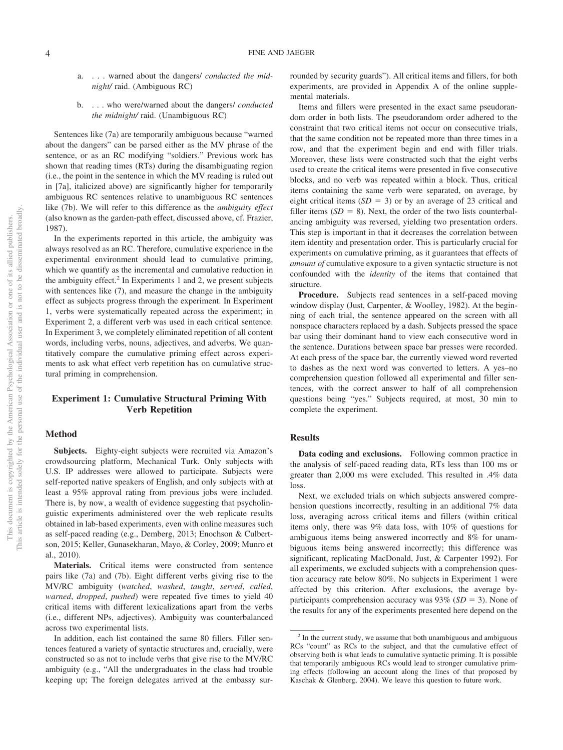a. . . . warned about the dangers/ *conducted the midnight/* raid. (Ambiguous RC)

b. . . . who were/warned about the dangers/ *conducted the midnight/* raid. (Unambiguous RC)

Sentences like (7a) are temporarily ambiguous because "warned about the dangers" can be parsed either as the MV phrase of the sentence, or as an RC modifying "soldiers." Previous work has shown that reading times (RTs) during the disambiguating region (i.e., the point in the sentence in which the MV reading is ruled out in [7a], italicized above) are significantly higher for temporarily ambiguous RC sentences relative to unambiguous RC sentences like (7b). We will refer to this difference as the *ambiguity effect* (also known as the garden-path effect, discussed above, cf. Frazier, 1987).

In the experiments reported in this article, the ambiguity was always resolved as an RC. Therefore, cumulative experience in the experimental environment should lead to cumulative priming, which we quantify as the incremental and cumulative reduction in the ambiguity effect.[2] In Experiments 1 and 2, we present subjects with sentences like (7), and measure the change in the ambiguity effect as subjects progress through the experiment. In Experiment 1, verbs were systematically repeated across the experiment; in Experiment 2, a different verb was used in each critical sentence. In Experiment 3, we completely eliminated repetition of all content words, including verbs, nouns, adjectives, and adverbs. We quantitatively compare the cumulative priming effect across experiments to ask what effect verb repetition has on cumulative structural priming in comprehension.

## Experiment 1: Cumulative Structural Priming With Verb Repetition

### Method

**Subjects.** Eighty-eight subjects were recruited via Amazon's crowdsourcing platform, Mechanical Turk. Only subjects with U.S. IP addresses were allowed to participate. Subjects were self-reported native speakers of English, and only subjects with at least a 95% approval rating from previous jobs were included. There is, by now, a wealth of evidence suggesting that psycholinguistic experiments administered over the web replicate results obtained in lab-based experiments, even with online measures such as self-paced reading (e.g., Demberg, 2013; Enochson & Culbertson, 2015; Keller, Gunasekharan, Mayo, & Corley, 2009; Munro et al., 2010).

**Materials.** Critical items were constructed from sentence pairs like (7a) and (7b). Eight different verbs giving rise to the MV/RC ambiguity (*watched*, *washed*, *taught*, *served*, *called*, *warned*, *dropped*, *pushed*) were repeated five times to yield 40 critical items with different lexicalizations apart from the verbs (i.e., different NPs, adjectives). Ambiguity was counterbalanced across two experimental lists.

In addition, each list contained the same 80 fillers. Filler sentences featured a variety of syntactic structures and, crucially, were constructed so as not to include verbs that give rise to the MV/RC ambiguity (e.g., "All the undergraduates in the class had trouble keeping up; The foreign delegates arrived at the embassy surrounded by security guards"). All critical items and fillers, for both experiments, are provided in Appendix A of the online supplemental materials.

Items and fillers were presented in the exact same pseudorandom order in both lists. The pseudorandom order adhered to the constraint that two critical items not occur on consecutive trials, that the same condition not be repeated more than three times in a row, and that the experiment begin and end with filler trials. Moreover, these lists were constructed such that the eight verbs used to create the critical items were presented in five consecutive blocks, and no verb was repeated within a block. Thus, critical items containing the same verb were separated, on average, by eight critical items ($SD = 3$) or by an average of 23 critical and filler items ($SD = 8$). Next, the order of the two lists counterbalancing ambiguity was reversed, yielding two presentation orders. This step is important in that it decreases the correlation between item identity and presentation order. This is particularly crucial for experiments on cumulative priming, as it guarantees that effects of *amount of* cumulative exposure to a given syntactic structure is not confounded with the *identity* of the items that contained that structure.

**Procedure.** Subjects read sentences in a self-paced moving window display (Just, Carpenter, & Woolley, 1982). At the beginning of each trial, the sentence appeared on the screen with all nonspace characters replaced by a dash. Subjects pressed the space bar using their dominant hand to view each consecutive word in the sentence. Durations between space bar presses were recorded. At each press of the space bar, the currently viewed word reverted to dashes as the next word was converted to letters. A yes–no comprehension question followed all experimental and filler sentences, with the correct answer to half of all comprehension questions being "yes." Subjects required, at most, 30 min to complete the experiment.

### Results

**Data coding and exclusions.** Following common practice in the analysis of self-paced reading data, RTs less than 100 ms or greater than 2,000 ms were excluded. This resulted in .4% data loss.

Next, we excluded trials on which subjects answered comprehension questions incorrectly, resulting in an additional 7% data loss, averaging across critical items and fillers (within critical items only, there was 9% data loss, with 10% of questions for ambiguous items being answered incorrectly and 8% for unambiguous items being answered incorrectly; this difference was significant, replicating MacDonald, Just, & Carpenter 1992). For all experiments, we excluded subjects with a comprehension question accuracy rate below 80%. No subjects in Experiment 1 were affected by this criterion. After exclusions, the average by-participants comprehension accuracy was 93% ($SD = 3$). None of the results for any of the experiments presented here depend on the

[2] In the current study, we assume that both unambiguous and ambiguous RCs "count" as RCs to the subject, and that the cumulative effect of observing both is what leads to cumulative syntactic priming. It is possible that temporarily ambiguous RCs would lead to stronger cumulative priming effects (following an account along the lines of that proposed by Kaschak & Glenberg, 2004). We leave this question to future work.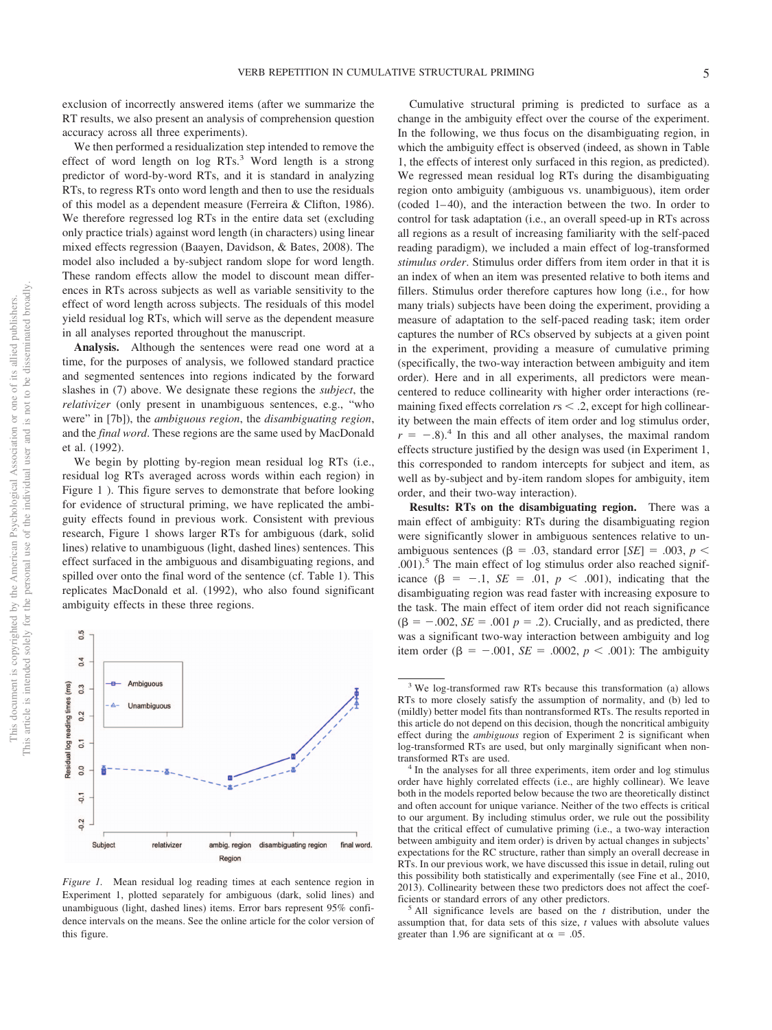exclusion of incorrectly answered items (after we summarize the RT results, we also present an analysis of comprehension question accuracy across all three experiments).

We then performed a residualization step intended to remove the effect of word length on log RTs.[3] Word length is a strong predictor of word-by-word RTs, and it is standard in analyzing RTs, to regress RTs onto word length and then to use the residuals of this model as a dependent measure (Ferreira & Clifton, 1986). We therefore regressed log RTs in the entire data set (excluding only practice trials) against word length (in characters) using linear mixed effects regression (Baayen, Davidson, & Bates, 2008). The model also included a by-subject random slope for word length. These random effects allow the model to discount mean differences in RTs across subjects as well as variable sensitivity to the effect of word length across subjects. The residuals of this model yield residual log RTs, which will serve as the dependent measure in all analyses reported throughout the manuscript.

**Analysis.** Although the sentences were read one word at a time, for the purposes of analysis, we followed standard practice and segmented sentences into regions indicated by the forward slashes in (7) above. We designate these regions the *subject*, the *relativizer* (only present in unambiguous sentences, e.g., "who were" in [7b]), the *ambiguous region*, the *disambiguating region*, and the *final word*. These regions are the same used by MacDonald et al. (1992).

We begin by plotting by-region mean residual log RTs (i.e., residual log RTs averaged across words within each region) in Figure 1 ). This figure serves to demonstrate that before looking for evidence of structural priming, we have replicated the ambiguity effects found in previous work. Consistent with previous research, Figure 1 shows larger RTs for ambiguous (dark, solid lines) relative to unambiguous (light, dashed lines) sentences. This effect surfaced in the ambiguous and disambiguating regions, and spilled over onto the final word of the sentence (cf. Table 1). This replicates MacDonald et al. (1992), who also found significant ambiguity effects in these three regions.

*Figure 1.* Mean residual log reading times at each sentence region in Experiment 1, plotted separately for ambiguous (dark, solid lines) and unambiguous (light, dashed lines) items. Error bars represent 95% confidence intervals on the means. See the online article for the color version of this figure.

Cumulative structural priming is predicted to surface as a change in the ambiguity effect over the course of the experiment. In the following, we thus focus on the disambiguating region, in which the ambiguity effect is observed (indeed, as shown in Table 1, the effects of interest only surfaced in this region, as predicted). We regressed mean residual log RTs during the disambiguating region onto ambiguity (ambiguous vs. unambiguous), item order (coded 1–40), and the interaction between the two. In order to control for task adaptation (i.e., an overall speed-up in RTs across all regions as a result of increasing familiarity with the self-paced reading paradigm), we included a main effect of log-transformed *stimulus order*. Stimulus order differs from item order in that it is an index of when an item was presented relative to both items and fillers. Stimulus order therefore captures how long (i.e., for how many trials) subjects have been doing the experiment, providing a measure of adaptation to the self-paced reading task; item order captures the number of RCs observed by subjects at a given point in the experiment, providing a measure of cumulative priming (specifically, the two-way interaction between ambiguity and item order). Here and in all experiments, all predictors were mean-centered to reduce collinearity with higher order interactions (remaining fixed effects correlation $rs < .2$, except for high collinearity between the main effects of item order and log stimulus order, $r = -.8$).[4] In this and all other analyses, the maximal random effects structure justified by the design was used (in Experiment 1, this corresponded to random intercepts for subject and item, as well as by-subject and by-item random slopes for ambiguity, item order, and their two-way interaction).

**Results: RTs on the disambiguating region.** There was a main effect of ambiguity: RTs during the disambiguating region were significantly slower in ambiguous sentences relative to unambiguous sentences ($\beta = .03$, standard error [$SE$] = .003, $p < .001$).[5] The main effect of log stimulus order also reached significance ($\beta = -.1$, $SE = .01$, $p < .001$), indicating that the disambiguating region was read faster with increasing exposure to the task. The main effect of item order did not reach significance ($\beta = -.002$, $SE = .001$ $p = .2$). Crucially, and as predicted, there was a significant two-way interaction between ambiguity and log item order ($\beta = -.001$, $SE = .0002$, $p < .001$): The ambiguity

---

[3] We log-transformed raw RTs because this transformation (a) allows RTs to more closely satisfy the assumption of normality, and (b) led to (mildly) better model fits than nontransformed RTs. The results reported in this article do not depend on this decision, though the noncritical ambiguity effect during the *ambiguous* region of Experiment 2 is significant when log-transformed RTs are used, but only marginally significant when nontransformed RTs are used.

[4] In the analyses for all three experiments, item order and log stimulus order have highly correlated effects (i.e., are highly collinear). We leave both in the models reported below because the two are theoretically distinct and often account for unique variance. Neither of the two effects is critical to our argument. By including stimulus order, we rule out the possibility that the critical effect of cumulative priming (i.e., a two-way interaction between ambiguity and item order) is driven by actual changes in subjects' expectations for the RC structure, rather than simply an overall decrease in RTs. In our previous work, we have discussed this issue in detail, ruling out this possibility both statistically and experimentally (see Fine et al., 2010, 2013). Collinearity between these two predictors does not affect the coefficients or standard errors of any other predictors.

[5] All significance levels are based on the $t$ distribution, under the assumption that, for data sets of this size, $t$ values with absolute values greater than 1.96 are significant at $\alpha = .05$.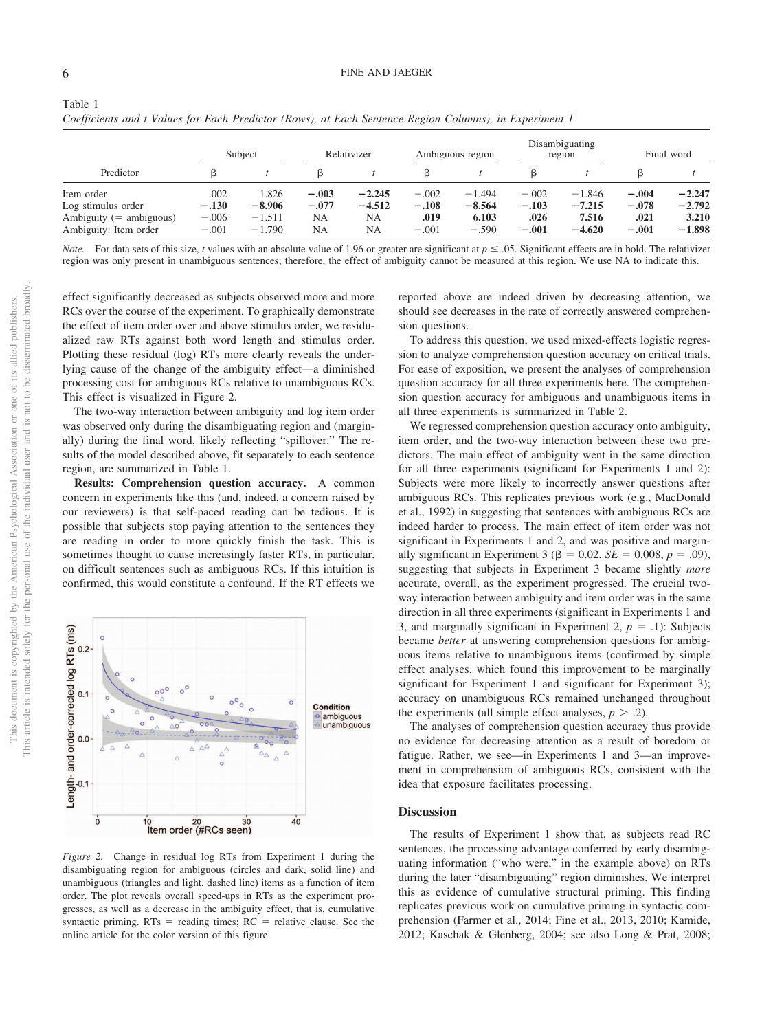Table 1
*Coefficients and t Values for Each Predictor (Rows), at Each Sentence Region Columns), in Experiment 1*

| Predictor | Subject | | Relativizer | | Ambiguous region | | Disambiguating region | | Final word | |
|---|---|---|---|---|---|---|---|---|---|---|
| | β | *t* | β | *t* | β | *t* | β | *t* | β | *t* |
| Item order | .002 | 1.826 | **−.003** | **−2.245** | −.002 | −1.494 | −.002 | −1.846 | **−.004** | **−2.247** |
| Log stimulus order | **−.130** | **−8.906** | **−.077** | **−4.512** | **−.108** | **−8.564** | **−.103** | **−7.215** | **−.078** | **−2.792** |
| Ambiguity (= ambiguous) | −.006 | −1.511 | NA | NA | **.019** | **6.103** | **.026** | **7.516** | **.021** | **3.210** |
| Ambiguity: Item order | −.001 | −1.790 | NA | NA | −.001 | −.590 | **−.001** | **−4.620** | **−.001** | **−1.898** |

*Note.* For data sets of this size, *t* values with an absolute value of 1.96 or greater are significant at $p \leq .05$. Significant effects are in bold. The relativizer region was only present in unambiguous sentences; therefore, the effect of ambiguity cannot be measured at this region. We use NA to indicate this.

effect significantly decreased as subjects observed more and more RCs over the course of the experiment. To graphically demonstrate the effect of item order over and above stimulus order, we residualized raw RTs against both word length and stimulus order. Plotting these residual (log) RTs more clearly reveals the underlying cause of the change of the ambiguity effect—a diminished processing cost for ambiguous RCs relative to unambiguous RCs. This effect is visualized in Figure 2.

The two-way interaction between ambiguity and log item order was observed only during the disambiguating region and (marginally) during the final word, likely reflecting "spillover." The results of the model described above, fit separately to each sentence region, are summarized in Table 1.

**Results: Comprehension question accuracy.** A common concern in experiments like this (and, indeed, a concern raised by our reviewers) is that self-paced reading can be tedious. It is possible that subjects stop paying attention to the sentences they are reading in order to more quickly finish the task. This is sometimes thought to cause increasingly faster RTs, in particular, on difficult sentences such as ambiguous RCs. If this intuition is confirmed, this would constitute a confound. If the RT effects we reported above are indeed driven by decreasing attention, we should see decreases in the rate of correctly answered comprehension questions.

*Figure 2.* Change in residual log RTs from Experiment 1 during the disambiguating region for ambiguous (circles and dark, solid line) and unambiguous (triangles and light, dashed line) items as a function of item order. The plot reveals overall speed-ups in RTs as the experiment progresses, as well as a decrease in the ambiguity effect, that is, cumulative syntactic priming. RTs = reading times; RC = relative clause. See the online article for the color version of this figure.

To address this question, we used mixed-effects logistic regression to analyze comprehension question accuracy on critical trials. For ease of exposition, we present the analyses of comprehension question accuracy for all three experiments here. The comprehension question accuracy for ambiguous and unambiguous items in all three experiments is summarized in Table 2.

We regressed comprehension question accuracy onto ambiguity, item order, and the two-way interaction between these two predictors. The main effect of ambiguity went in the same direction for all three experiments (significant for Experiments 1 and 2): Subjects were more likely to incorrectly answer questions after ambiguous RCs. This replicates previous work (e.g., MacDonald et al., 1992) in suggesting that sentences with ambiguous RCs are indeed harder to process. The main effect of item order was not significant in Experiments 1 and 2, and was positive and marginally significant in Experiment 3 ($\beta = 0.02$, $SE = 0.008$, $p = .09$), suggesting that subjects in Experiment 3 became slightly *more* accurate, overall, as the experiment progressed. The crucial two-way interaction between ambiguity and item order was in the same direction in all three experiments (significant in Experiments 1 and 3, and marginally significant in Experiment 2, $p = .1$): Subjects became *better* at answering comprehension questions for ambiguous items relative to unambiguous items (confirmed by simple effect analyses, which found this improvement to be marginally significant for Experiment 1 and significant for Experiment 3); accuracy on unambiguous RCs remained unchanged throughout the experiments (all simple effect analyses, $p > .2$).

The analyses of comprehension question accuracy thus provide no evidence for decreasing attention as a result of boredom or fatigue. Rather, we see—in Experiments 1 and 3—an improvement in comprehension of ambiguous RCs, consistent with the idea that exposure facilitates processing.

## Discussion

The results of Experiment 1 show that, as subjects read RC sentences, the processing advantage conferred by early disambiguating information ("who were," in the example above) on RTs during the later "disambiguating" region diminishes. We interpret this as evidence of cumulative structural priming. This finding replicates previous work on cumulative priming in syntactic comprehension (Farmer et al., 2014; Fine et al., 2013, 2010; Kamide, 2012; Kaschak & Glenberg, 2004; see also Long & Prat, 2008;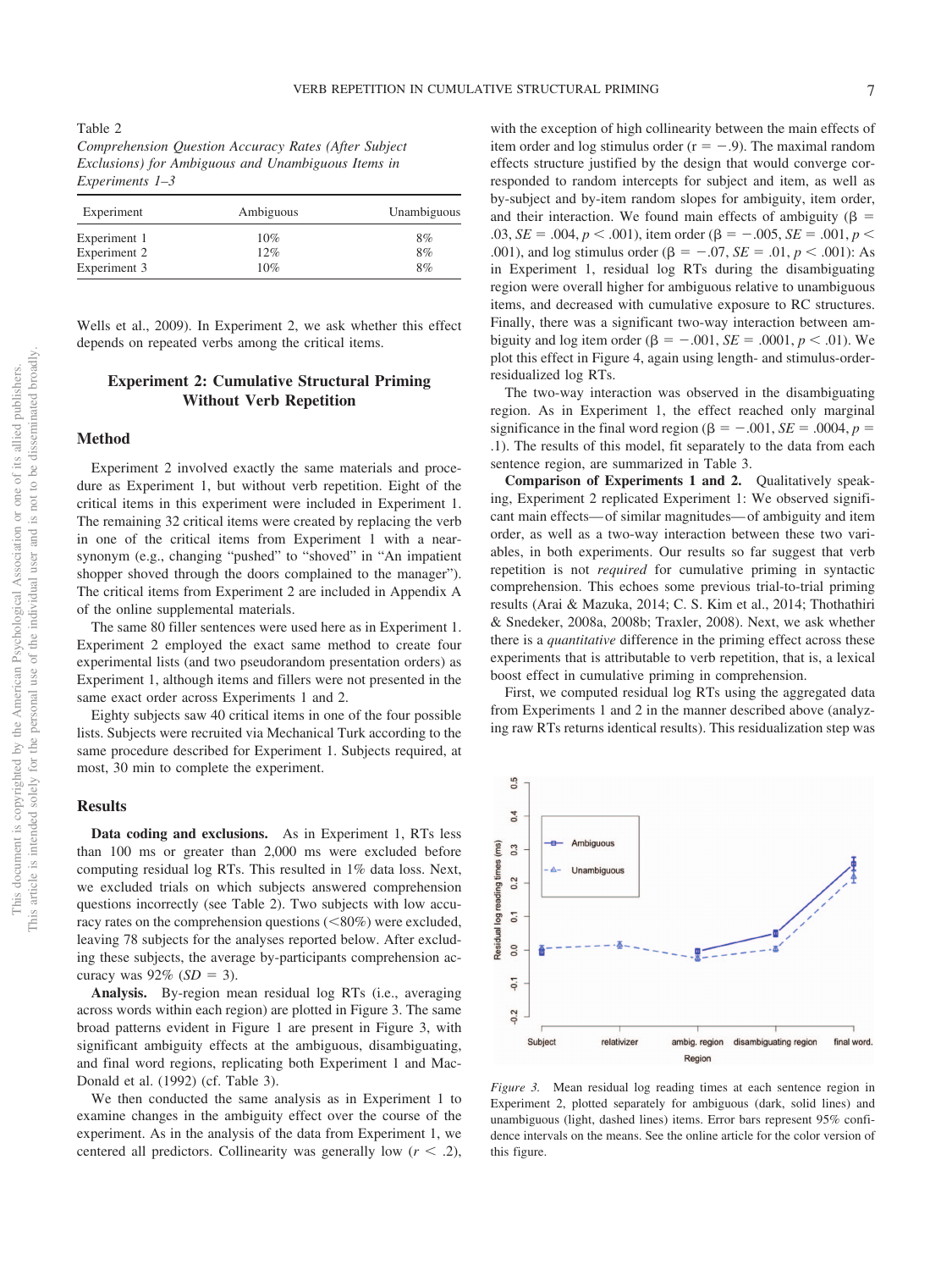Table 2
*Comprehension Question Accuracy Rates (After Subject Exclusions) for Ambiguous and Unambiguous Items in Experiments 1–3*

| Experiment | Ambiguous | Unambiguous |
|---|---|---|
| Experiment 1 | 10% | 8% |
| Experiment 2 | 12% | 8% |
| Experiment 3 | 10% | 8% |

Wells et al., 2009). In Experiment 2, we ask whether this effect depends on repeated verbs among the critical items.

## Experiment 2: Cumulative Structural Priming Without Verb Repetition

### Method

Experiment 2 involved exactly the same materials and procedure as Experiment 1, but without verb repetition. Eight of the critical items in this experiment were included in Experiment 1. The remaining 32 critical items were created by replacing the verb in one of the critical items from Experiment 1 with a near-synonym (e.g., changing "pushed" to "shoved" in "An impatient shopper shoved through the doors complained to the manager"). The critical items from Experiment 2 are included in Appendix A of the online supplemental materials.

The same 80 filler sentences were used here as in Experiment 1. Experiment 2 employed the exact same method to create four experimental lists (and two pseudorandom presentation orders) as Experiment 1, although items and fillers were not presented in the same exact order across Experiments 1 and 2.

Eighty subjects saw 40 critical items in one of the four possible lists. Subjects were recruited via Mechanical Turk according to the same procedure described for Experiment 1. Subjects required, at most, 30 min to complete the experiment.

### Results

**Data coding and exclusions.** As in Experiment 1, RTs less than 100 ms or greater than 2,000 ms were excluded before computing residual log RTs. This resulted in 1% data loss. Next, we excluded trials on which subjects answered comprehension questions incorrectly (see Table 2). Two subjects with low accuracy rates on the comprehension questions (<80%) were excluded, leaving 78 subjects for the analyses reported below. After excluding these subjects, the average by-participants comprehension accuracy was 92% ($SD$ = 3).

**Analysis.** By-region mean residual log RTs (i.e., averaging across words within each region) are plotted in Figure 3. The same broad patterns evident in Figure 1 are present in Figure 3, with significant ambiguity effects at the ambiguous, disambiguating, and final word regions, replicating both Experiment 1 and MacDonald et al. (1992) (cf. Table 3).

We then conducted the same analysis as in Experiment 1 to examine changes in the ambiguity effect over the course of the experiment. As in the analysis of the data from Experiment 1, we centered all predictors. Collinearity was generally low ($r$ < .2), with the exception of high collinearity between the main effects of item order and log stimulus order (r = −.9). The maximal random effects structure justified by the design that would converge corresponded to random intercepts for subject and item, as well as by-subject and by-item random slopes for ambiguity, item order, and their interaction. We found main effects of ambiguity ($\beta$ = .03, $SE$ = .004, $p$ < .001), item order ($\beta$ = −.005, $SE$ = .001, $p$ < .001), and log stimulus order ($\beta$ = −.07, $SE$ = .01, $p$ < .001): As in Experiment 1, residual log RTs during the disambiguating region were overall higher for ambiguous relative to unambiguous items, and decreased with cumulative exposure to RC structures. Finally, there was a significant two-way interaction between ambiguity and log item order ($\beta$ = −.001, $SE$ = .0001, $p$ < .01). We plot this effect in Figure 4, again using length- and stimulus-order-residualized log RTs.

The two-way interaction was observed in the disambiguating region. As in Experiment 1, the effect reached only marginal significance in the final word region ($\beta$ = −.001, $SE$ = .0004, $p$ = .1). The results of this model, fit separately to the data from each sentence region, are summarized in Table 3.

**Comparison of Experiments 1 and 2.** Qualitatively speaking, Experiment 2 replicated Experiment 1: We observed significant main effects—of similar magnitudes—of ambiguity and item order, as well as a two-way interaction between these two variables, in both experiments. Our results so far suggest that verb repetition is not *required* for cumulative priming in syntactic comprehension. This echoes some previous trial-to-trial priming results (Arai & Mazuka, 2014; C. S. Kim et al., 2014; Thothathiri & Snedeker, 2008a, 2008b; Traxler, 2008). Next, we ask whether there is a *quantitative* difference in the priming effect across these experiments that is attributable to verb repetition, that is, a lexical boost effect in cumulative priming in comprehension.

First, we computed residual log RTs using the aggregated data from Experiments 1 and 2 in the manner described above (analyzing raw RTs returns identical results). This residualization step was

*Figure 3.* Mean residual log reading times at each sentence region in Experiment 2, plotted separately for ambiguous (dark, solid lines) and unambiguous (light, dashed lines) items. Error bars represent 95% confidence intervals on the means. See the online article for the color version of this figure.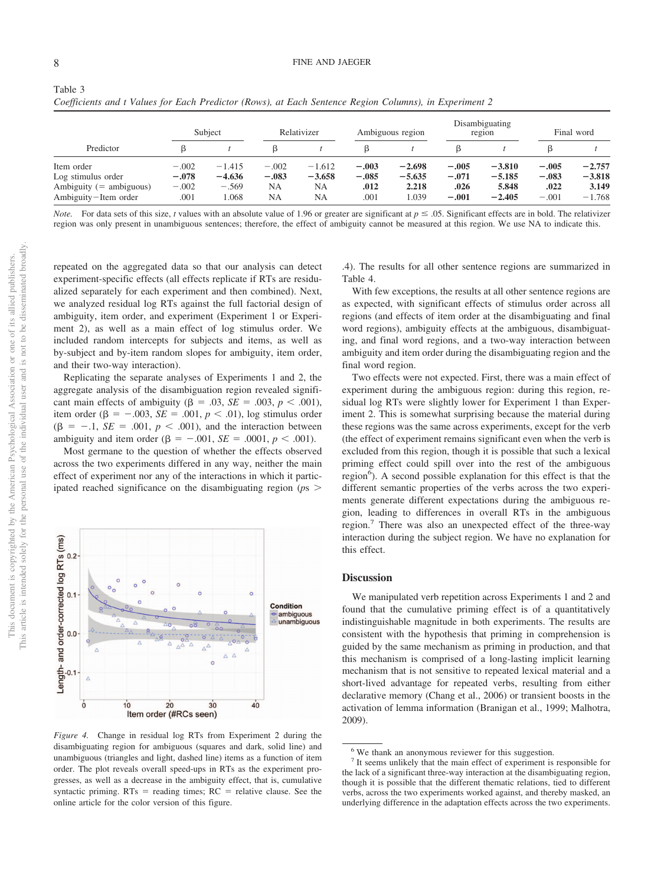Table 3
*Coefficients and t Values for Each Predictor (Rows), at Each Sentence Region Columns), in Experiment 2*

| Predictor | Subject | | Relativizer | | Ambiguous region | | Disambiguating region | | Final word | |
|---|---|---|---|---|---|---|---|---|---|---|
| | β | *t* | β | *t* | β | *t* | β | *t* | β | *t* |
| Item order | −.002 | −1.415 | −.002 | −1.612 | **−.003** | **−2.698** | **−.005** | **−3.810** | **−.005** | **−2.757** |
| Log stimulus order | **−.078** | **−4.636** | **−.083** | **−3.658** | **−.085** | **−5.635** | **−.071** | **−5.185** | **−.083** | **−3.818** |
| Ambiguity (= ambiguous) | −.002 | −.569 | NA | NA | **.012** | **2.218** | **.026** | **5.848** | **.022** | **3.149** |
| Ambiguity−Item order | .001 | 1.068 | NA | NA | .001 | 1.039 | **−.001** | **−2.405** | −.001 | −1.768 |

*Note.* For data sets of this size, *t* values with an absolute value of 1.96 or greater are significant at $p \leq .05$. Significant effects are in bold. The relativizer region was only present in unambiguous sentences; therefore, the effect of ambiguity cannot be measured at this region. We use NA to indicate this.

repeated on the aggregated data so that our analysis can detect experiment-specific effects (all effects replicate if RTs are residualized separately for each experiment and then combined). Next, we analyzed residual log RTs against the full factorial design of ambiguity, item order, and experiment (Experiment 1 or Experiment 2), as well as a main effect of log stimulus order. We included random intercepts for subjects and items, as well as by-subject and by-item random slopes for ambiguity, item order, and their two-way interaction).

Replicating the separate analyses of Experiments 1 and 2, the aggregate analysis of the disambiguation region revealed significant main effects of ambiguity ($\beta = .03$, $SE = .003$, $p < .001$), item order ($\beta = -.003$, $SE = .001$, $p < .01$), log stimulus order ($\beta = -.1$, $SE = .001$, $p < .001$), and the interaction between ambiguity and item order ($\beta = -.001$, $SE = .0001$, $p < .001$).

Most germane to the question of whether the effects observed across the two experiments differed in any way, neither the main effect of experiment nor any of the interactions in which it participated reached significance on the disambiguating region (*p*s > .4). The results for all other sentence regions are summarized in Table 4.

*Figure 4.* Change in residual log RTs from Experiment 2 during the disambiguating region for ambiguous (squares and dark, solid line) and unambiguous (triangles and light, dashed line) items as a function of item order. The plot reveals overall speed-ups in RTs as the experiment progresses, as well as a decrease in the ambiguity effect, that is, cumulative syntactic priming. RTs = reading times; RC = relative clause. See the online article for the color version of this figure.

With few exceptions, the results at all other sentence regions are as expected, with significant effects of stimulus order across all regions (and effects of item order at the disambiguating and final word regions), ambiguity effects at the ambiguous, disambiguating, and final word regions, and a two-way interaction between ambiguity and item order during the disambiguating region and the final word region.

Two effects were not expected. First, there was a main effect of experiment during the ambiguous region: during this region, residual log RTs were slightly lower for Experiment 1 than Experiment 2. This is somewhat surprising because the material during these regions was the same across experiments, except for the verb (the effect of experiment remains significant even when the verb is excluded from this region, though it is possible that such a lexical priming effect could spill over into the rest of the ambiguous region[6]). A second possible explanation for this effect is that the different semantic properties of the verbs across the two experiments generate different expectations during the ambiguous region, leading to differences in overall RTs in the ambiguous region.[7] There was also an unexpected effect of the three-way interaction during the subject region. We have no explanation for this effect.

## Discussion

We manipulated verb repetition across Experiments 1 and 2 and found that the cumulative priming effect is of a quantitatively indistinguishable magnitude in both experiments. The results are consistent with the hypothesis that priming in comprehension is guided by the same mechanism as priming in production, and that this mechanism is comprised of a long-lasting implicit learning mechanism that is not sensitive to repeated lexical material and a short-lived advantage for repeated verbs, resulting from either declarative memory (Chang et al., 2006) or transient boosts in the activation of lemma information (Branigan et al., 1999; Malhotra, 2009).

[6] We thank an anonymous reviewer for this suggestion.

[7] It seems unlikely that the main effect of experiment is responsible for the lack of a significant three-way interaction at the disambiguating region, though it is possible that the different thematic relations, tied to different verbs, across the two experiments worked against, and thereby masked, an underlying difference in the adaptation effects across the two experiments.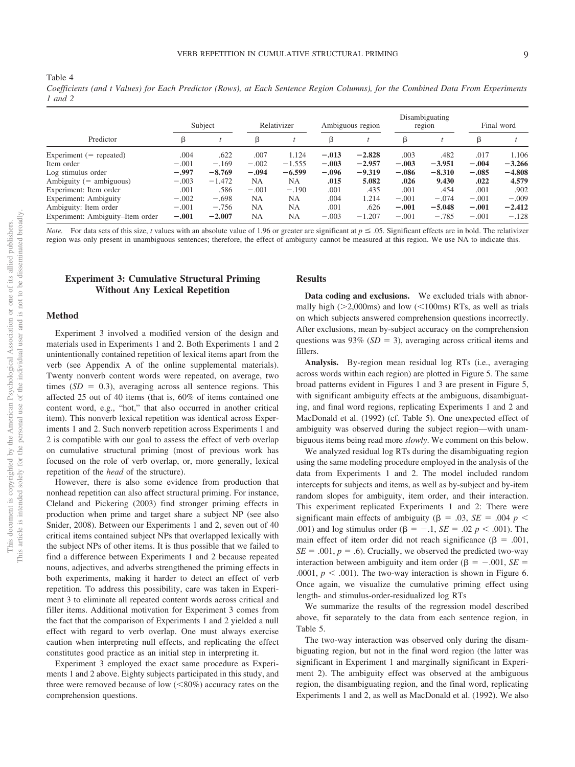Table 4

*Coefficients (and t Values) for Each Predictor (Rows), at Each Sentence Region Columns), for the Combined Data From Experiments 1 and 2*

| Predictor | Subject | | Relativizer | | Ambiguous region | | Disambiguating region | | Final word | |
|---|---|---|---|---|---|---|---|---|---|---|
| | β | *t* | β | *t* | β | *t* | β | *t* | β | *t* |
| Experiment (= repeated) | .004 | .622 | .007 | 1.124 | **−.013** | **−2.828** | .003 | .482 | .017 | 1.106 |
| Item order | −.001 | −.169 | −.002 | −1.555 | **−.003** | **−2.957** | **−.003** | **−3.951** | **−.004** | **−3.266** |
| Log stimulus order | **−.997** | **−8.769** | **−.094** | **−6.599** | **−.096** | **−9.319** | **−.086** | **−8.310** | **−.085** | **−4.808** |
| Ambiguity (= ambiguous) | −.003 | −1.472 | NA | NA | **.015** | **5.082** | **.026** | **9.430** | **.022** | **4.579** |
| Experiment: Item order | .001 | .586 | −.001 | −.190 | .001 | .435 | .001 | .454 | .001 | .902 |
| Experiment: Ambiguity | −.002 | −.698 | NA | NA | .004 | 1.214 | −.001 | −.074 | −.001 | −.009 |
| Ambiguity: Item order | −.001 | −.756 | NA | NA | .001 | .626 | **−.001** | **−5.048** | **−.001** | **−2.412** |
| Experiment: Ambiguity–Item order | **−.001** | **−2.007** | NA | NA | −.003 | −1.207 | −.001 | −.785 | −.001 | −.128 |

*Note.* For data sets of this size, *t* values with an absolute value of 1.96 or greater are significant at $p \leq .05$. Significant effects are in bold. The relativizer region was only present in unambiguous sentences; therefore, the effect of ambiguity cannot be measured at this region. We use NA to indicate this.

## Experiment 3: Cumulative Structural Priming Without Any Lexical Repetition

### Method

Experiment 3 involved a modified version of the design and materials used in Experiments 1 and 2. Both Experiments 1 and 2 unintentionally contained repetition of lexical items apart from the verb (see Appendix A of the online supplemental materials). Twenty nonverb content words were repeated, on average, two times ($SD = 0.3$), averaging across all sentence regions. This affected 25 out of 40 items (that is, 60% of items contained one content word, e.g., "hot," that also occurred in another critical item). This nonverb lexical repetition was identical across Experiments 1 and 2. Such nonverb repetition across Experiments 1 and 2 is compatible with our goal to assess the effect of verb overlap on cumulative structural priming (most of previous work has focused on the role of verb overlap, or, more generally, lexical repetition of the *head* of the structure).

However, there is also some evidence from production that nonhead repetition can also affect structural priming. For instance, Cleland and Pickering (2003) find stronger priming effects in production when prime and target share a subject NP (see also Snider, 2008). Between our Experiments 1 and 2, seven out of 40 critical items contained subject NPs that overlapped lexically with the subject NPs of other items. It is thus possible that we failed to find a difference between Experiments 1 and 2 because repeated nouns, adjectives, and adverbs strengthened the priming effects in both experiments, making it harder to detect an effect of verb repetition. To address this possibility, care was taken in Experiment 3 to eliminate all repeated content words across critical and filler items. Additional motivation for Experiment 3 comes from the fact that the comparison of Experiments 1 and 2 yielded a null effect with regard to verb overlap. One must always exercise caution when interpreting null effects, and replicating the effect constitutes good practice as an initial step in interpreting it.

Experiment 3 employed the exact same procedure as Experiments 1 and 2 above. Eighty subjects participated in this study, and three were removed because of low (<80%) accuracy rates on the comprehension questions.

### Results

**Data coding and exclusions.** We excluded trials with abnormally high (>2,000ms) and low (<100ms) RTs, as well as trials on which subjects answered comprehension questions incorrectly. After exclusions, mean by-subject accuracy on the comprehension questions was 93% ($SD = 3$), averaging across critical items and fillers.

**Analysis.** By-region mean residual log RTs (i.e., averaging across words within each region) are plotted in Figure 5. The same broad patterns evident in Figures 1 and 3 are present in Figure 5, with significant ambiguity effects at the ambiguous, disambiguating, and final word regions, replicating Experiments 1 and 2 and MacDonald et al. (1992) (cf. Table 5). One unexpected effect of ambiguity was observed during the subject region—with unambiguous items being read more *slowly*. We comment on this below.

We analyzed residual log RTs during the disambiguating region using the same modeling procedure employed in the analysis of the data from Experiments 1 and 2. The model included random intercepts for subjects and items, as well as by-subject and by-item random slopes for ambiguity, item order, and their interaction. This experiment replicated Experiments 1 and 2: There were significant main effects of ambiguity ($\beta = .03$, $SE = .004$ $p < .001$) and log stimulus order ($\beta = -.1$, $SE = .02$ $p < .001$). The main effect of item order did not reach significance ($\beta = .001$, $SE = .001$, $p = .6$). Crucially, we observed the predicted two-way interaction between ambiguity and item order ($\beta = -.001$, $SE = .0001$, $p < .001$). The two-way interaction is shown in Figure 6. Once again, we visualize the cumulative priming effect using length- and stimulus-order-residualized log RTs

We summarize the results of the regression model described above, fit separately to the data from each sentence region, in Table 5.

The two-way interaction was observed only during the disambiguating region, but not in the final word region (the latter was significant in Experiment 1 and marginally significant in Experiment 2). The ambiguity effect was observed at the ambiguous region, the disambiguating region, and the final word, replicating Experiments 1 and 2, as well as MacDonald et al. (1992). We also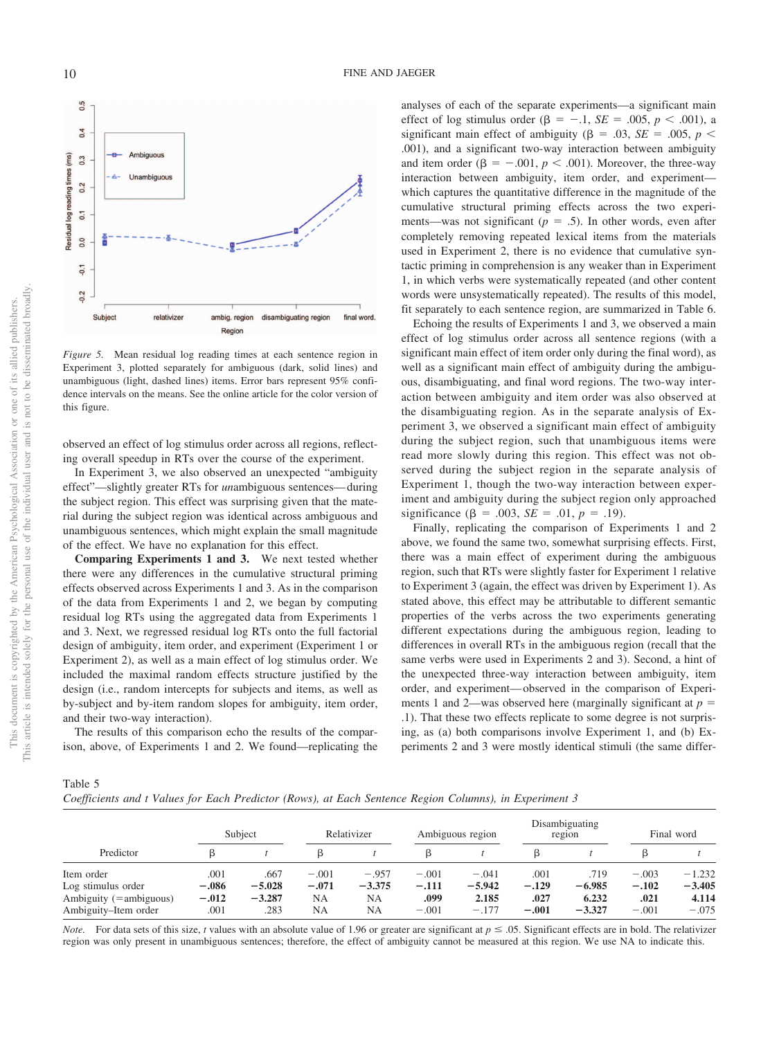*Figure 5.* Mean residual log reading times at each sentence region in Experiment 3, plotted separately for ambiguous (dark, solid lines) and unambiguous (light, dashed lines) items. Error bars represent 95% confidence intervals on the means. See the online article for the color version of this figure.

observed an effect of log stimulus order across all regions, reflecting overall speedup in RTs over the course of the experiment.

In Experiment 3, we also observed an unexpected "ambiguity effect"—slightly greater RTs for *un*ambiguous sentences—during the subject region. This effect was surprising given that the material during the subject region was identical across ambiguous and unambiguous sentences, which might explain the small magnitude of the effect. We have no explanation for this effect.

**Comparing Experiments 1 and 3.** We next tested whether there were any differences in the cumulative structural priming effects observed across Experiments 1 and 3. As in the comparison of the data from Experiments 1 and 2, we began by computing residual log RTs using the aggregated data from Experiments 1 and 3. Next, we regressed residual log RTs onto the full factorial design of ambiguity, item order, and experiment (Experiment 1 or Experiment 2), as well as a main effect of log stimulus order. We included the maximal random effects structure justified by the design (i.e., random intercepts for subjects and items, as well as by-subject and by-item random slopes for ambiguity, item order, and their two-way interaction).

The results of this comparison echo the results of the comparison, above, of Experiments 1 and 2. We found—replicating the analyses of each of the separate experiments—a significant main effect of log stimulus order ($\beta = -.1$, $SE = .005$, $p < .001$), a significant main effect of ambiguity ($\beta = .03$, $SE = .005$, $p < .001$), and a significant two-way interaction between ambiguity and item order ($\beta = -.001$, $p < .001$). Moreover, the three-way interaction between ambiguity, item order, and experiment—which captures the quantitative difference in the magnitude of the cumulative structural priming effects across the two experiments—was not significant ($p = .5$). In other words, even after completely removing repeated lexical items from the materials used in Experiment 2, there is no evidence that cumulative syntactic priming in comprehension is any weaker than in Experiment 1, in which verbs were systematically repeated (and other content words were unsystematically repeated). The results of this model, fit separately to each sentence region, are summarized in Table 6.

Echoing the results of Experiments 1 and 3, we observed a main effect of log stimulus order across all sentence regions (with a significant main effect of item order only during the final word), as well as a significant main effect of ambiguity during the ambiguous, disambiguating, and final word regions. The two-way interaction between ambiguity and item order was also observed at the disambiguating region. As in the separate analysis of Experiment 3, we observed a significant main effect of ambiguity during the subject region, such that unambiguous items were read more slowly during this region. This effect was not observed during the subject region in the separate analysis of Experiment 1, though the two-way interaction between experiment and ambiguity during the subject region only approached significance ($\beta = .003$, $SE = .01$, $p = .19$).

Finally, replicating the comparison of Experiments 1 and 2 above, we found the same two, somewhat surprising effects. First, there was a main effect of experiment during the ambiguous region, such that RTs were slightly faster for Experiment 1 relative to Experiment 3 (again, the effect was driven by Experiment 1). As stated above, this effect may be attributable to different semantic properties of the verbs across the two experiments generating different expectations during the ambiguous region, leading to differences in overall RTs in the ambiguous region (recall that the same verbs were used in Experiments 2 and 3). Second, a hint of the unexpected three-way interaction between ambiguity, item order, and experiment—observed in the comparison of Experiments 1 and 2—was observed here (marginally significant at $p = .1$). That these two effects replicate to some degree is not surprising, as (a) both comparisons involve Experiment 1, and (b) Experiments 2 and 3 were mostly identical stimuli (the same differ-

Table 5
*Coefficients and t Values for Each Predictor (Rows), at Each Sentence Region Columns), in Experiment 3*

| Predictor | Subject | | Relativizer | | Ambiguous region | | Disambiguating region | | Final word | |
|---|---|---|---|---|---|---|---|---|---|---|
| | β | *t* | β | *t* | β | *t* | β | *t* | β | *t* |
| Item order | .001 | .667 | −.001 | −.957 | −.001 | −.041 | .001 | .719 | −.003 | −1.232 |
| Log stimulus order | **−.086** | **−5.028** | **−.071** | **−3.375** | **−.111** | **−5.942** | **−.129** | **−6.985** | **−.102** | **−3.405** |
| Ambiguity (=ambiguous) | **−.012** | **−3.287** | NA | NA | **.099** | **2.185** | **.027** | **6.232** | **.021** | **4.114** |
| Ambiguity–Item order | .001 | .283 | NA | NA | −.001 | −.177 | **−.001** | **−3.327** | −.001 | −.075 |

*Note.* For data sets of this size, *t* values with an absolute value of 1.96 or greater are significant at $p \leq .05$. Significant effects are in bold. The relativizer region was only present in unambiguous sentences; therefore, the effect of ambiguity cannot be measured at this region. We use NA to indicate this.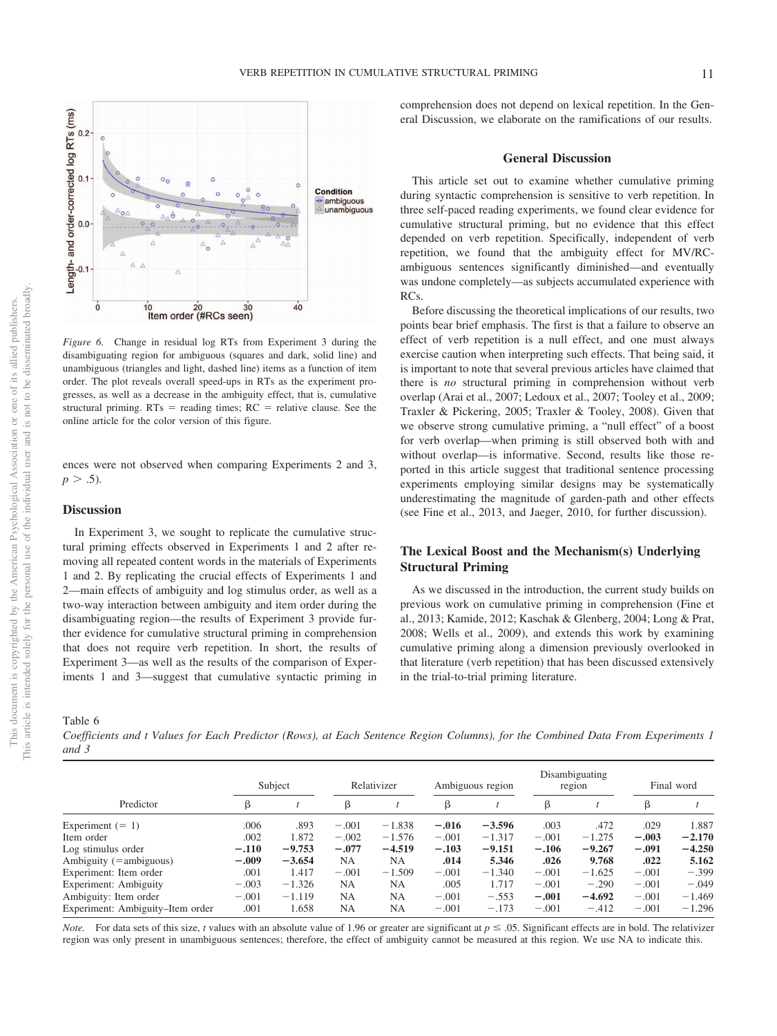*Figure 6.* Change in residual log RTs from Experiment 3 during the disambiguating region for ambiguous (squares and dark, solid line) and unambiguous (triangles and light, dashed line) items as a function of item order. The plot reveals overall speed-ups in RTs as the experiment progresses, as well as a decrease in the ambiguity effect, that is, cumulative structural priming. RTs = reading times; RC = relative clause. See the online article for the color version of this figure.

ences were not observed when comparing Experiments 2 and 3, $p > .5$).

### Discussion

In Experiment 3, we sought to replicate the cumulative structural priming effects observed in Experiments 1 and 2 after removing all repeated content words in the materials of Experiments 1 and 2. By replicating the crucial effects of Experiments 1 and 2—main effects of ambiguity and log stimulus order, as well as a two-way interaction between ambiguity and item order during the disambiguating region—the results of Experiment 3 provide further evidence for cumulative structural priming in comprehension that does not require verb repetition. In short, the results of Experiment 3—as well as the results of the comparison of Experiments 1 and 3—suggest that cumulative syntactic priming in comprehension does not depend on lexical repetition. In the General Discussion, we elaborate on the ramifications of our results.

## General Discussion

This article set out to examine whether cumulative priming during syntactic comprehension is sensitive to verb repetition. In three self-paced reading experiments, we found clear evidence for cumulative structural priming, but no evidence that this effect depended on verb repetition. Specifically, independent of verb repetition, we found that the ambiguity effect for MV/RC-ambiguous sentences significantly diminished—and eventually was undone completely—as subjects accumulated experience with RCs.

Before discussing the theoretical implications of our results, two points bear brief emphasis. The first is that a failure to observe an effect of verb repetition is a null effect, and one must always exercise caution when interpreting such effects. That being said, it is important to note that several previous articles have claimed that there is *no* structural priming in comprehension without verb overlap (Arai et al., 2007; Ledoux et al., 2007; Tooley et al., 2009; Traxler & Pickering, 2005; Traxler & Tooley, 2008). Given that we observe strong cumulative priming, a "null effect" of a boost for verb overlap—when priming is still observed both with and without overlap—is informative. Second, results like those reported in this article suggest that traditional sentence processing experiments employing similar designs may be systematically underestimating the magnitude of garden-path and other effects (see Fine et al., 2013, and Jaeger, 2010, for further discussion).

### The Lexical Boost and the Mechanism(s) Underlying Structural Priming

As we discussed in the introduction, the current study builds on previous work on cumulative priming in comprehension (Fine et al., 2013; Kamide, 2012; Kaschak & Glenberg, 2004; Long & Prat, 2008; Wells et al., 2009), and extends this work by examining cumulative priming along a dimension previously overlooked in that literature (verb repetition) that has been discussed extensively in the trial-to-trial priming literature.

Table 6
*Coefficients and t Values for Each Predictor (Rows), at Each Sentence Region Columns), for the Combined Data From Experiments 1 and 3*

| Predictor | Subject | | Relativizer | | Ambiguous region | | Disambiguating region | | Final word | |
|---|---|---|---|---|---|---|---|---|---|---|
| | β | *t* | β | *t* | β | *t* | β | *t* | β | *t* |
| Experiment (= 1) | .006 | .893 | −.001 | −1.838 | **−.016** | **−3.596** | .003 | .472 | .029 | 1.887 |
| Item order | .002 | 1.872 | −.002 | −1.576 | −.001 | −1.317 | −.001 | −1.275 | **−.003** | **−2.170** |
| Log stimulus order | **−.110** | **−9.753** | **−.077** | **−4.519** | **−.103** | **−9.151** | **−.106** | **−9.267** | **−.091** | **−4.250** |
| Ambiguity (=ambiguous) | **−.009** | **−3.654** | NA | NA | **.014** | **5.346** | **.026** | **9.768** | **.022** | **5.162** |
| Experiment: Item order | .001 | 1.417 | −.001 | −1.509 | −.001 | −1.340 | −.001 | −1.625 | −.001 | −.399 |
| Experiment: Ambiguity | −.003 | −1.326 | NA | NA | .005 | 1.717 | −.001 | −.290 | −.001 | −.049 |
| Ambiguity: Item order | −.001 | −1.119 | NA | NA | −.001 | −.553 | **−.001** | **−4.692** | −.001 | −1.469 |
| Experiment: Ambiguity–Item order | .001 | 1.658 | NA | NA | −.001 | −.173 | −.001 | −.412 | −.001 | −1.296 |

*Note.* For data sets of this size, *t* values with an absolute value of 1.96 or greater are significant at $p \leq .05$. Significant effects are in bold. The relativizer region was only present in unambiguous sentences; therefore, the effect of ambiguity cannot be measured at this region. We use NA to indicate this.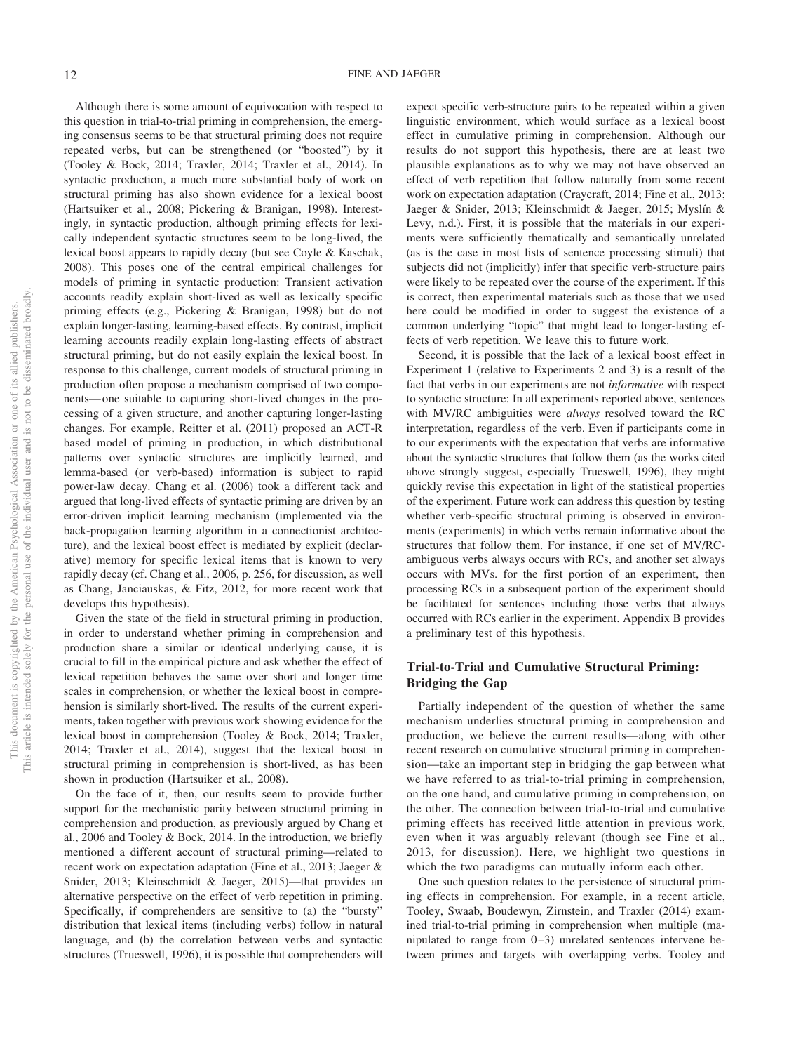Although there is some amount of equivocation with respect to this question in trial-to-trial priming in comprehension, the emerging consensus seems to be that structural priming does not require repeated verbs, but can be strengthened (or "boosted") by it (Tooley & Bock, 2014; Traxler, 2014; Traxler et al., 2014). In syntactic production, a much more substantial body of work on structural priming has also shown evidence for a lexical boost (Hartsuiker et al., 2008; Pickering & Branigan, 1998). Interestingly, in syntactic production, although priming effects for lexically independent syntactic structures seem to be long-lived, the lexical boost appears to rapidly decay (but see Coyle & Kaschak, 2008). This poses one of the central empirical challenges for models of priming in syntactic production: Transient activation accounts readily explain short-lived as well as lexically specific priming effects (e.g., Pickering & Branigan, 1998) but do not explain longer-lasting, learning-based effects. By contrast, implicit learning accounts readily explain long-lasting effects of abstract structural priming, but do not easily explain the lexical boost. In response to this challenge, current models of structural priming in production often propose a mechanism comprised of two components—one suitable to capturing short-lived changes in the processing of a given structure, and another capturing longer-lasting changes. For example, Reitter et al. (2011) proposed an ACT-R based model of priming in production, in which distributional patterns over syntactic structures are implicitly learned, and lemma-based (or verb-based) information is subject to rapid power-law decay. Chang et al. (2006) took a different tack and argued that long-lived effects of syntactic priming are driven by an error-driven implicit learning mechanism (implemented via the back-propagation learning algorithm in a connectionist architecture), and the lexical boost effect is mediated by explicit (declarative) memory for specific lexical items that is known to very rapidly decay (cf. Chang et al., 2006, p. 256, for discussion, as well as Chang, Janciauskas, & Fitz, 2012, for more recent work that develops this hypothesis).

Given the state of the field in structural priming in production, in order to understand whether priming in comprehension and production share a similar or identical underlying cause, it is crucial to fill in the empirical picture and ask whether the effect of lexical repetition behaves the same over short and longer time scales in comprehension, or whether the lexical boost in comprehension is similarly short-lived. The results of the current experiments, taken together with previous work showing evidence for the lexical boost in comprehension (Tooley & Bock, 2014; Traxler, 2014; Traxler et al., 2014), suggest that the lexical boost in structural priming in comprehension is short-lived, as has been shown in production (Hartsuiker et al., 2008).

On the face of it, then, our results seem to provide further support for the mechanistic parity between structural priming in comprehension and production, as previously argued by Chang et al., 2006 and Tooley & Bock, 2014. In the introduction, we briefly mentioned a different account of structural priming—related to recent work on expectation adaptation (Fine et al., 2013; Jaeger & Snider, 2013; Kleinschmidt & Jaeger, 2015)—that provides an alternative perspective on the effect of verb repetition in priming. Specifically, if comprehenders are sensitive to (a) the "bursty" distribution that lexical items (including verbs) follow in natural language, and (b) the correlation between verbs and syntactic structures (Trueswell, 1996), it is possible that comprehenders will expect specific verb-structure pairs to be repeated within a given linguistic environment, which would surface as a lexical boost effect in cumulative priming in comprehension. Although our results do not support this hypothesis, there are at least two plausible explanations as to why we may not have observed an effect of verb repetition that follow naturally from some recent work on expectation adaptation (Craycraft, 2014; Fine et al., 2013; Jaeger & Snider, 2013; Kleinschmidt & Jaeger, 2015; Myslín & Levy, n.d.). First, it is possible that the materials in our experiments were sufficiently thematically and semantically unrelated (as is the case in most lists of sentence processing stimuli) that subjects did not (implicitly) infer that specific verb-structure pairs were likely to be repeated over the course of the experiment. If this is correct, then experimental materials such as those that we used here could be modified in order to suggest the existence of a common underlying "topic" that might lead to longer-lasting effects of verb repetition. We leave this to future work.

Second, it is possible that the lack of a lexical boost effect in Experiment 1 (relative to Experiments 2 and 3) is a result of the fact that verbs in our experiments are not *informative* with respect to syntactic structure: In all experiments reported above, sentences with MV/RC ambiguities were *always* resolved toward the RC interpretation, regardless of the verb. Even if participants come in to our experiments with the expectation that verbs are informative about the syntactic structures that follow them (as the works cited above strongly suggest, especially Trueswell, 1996), they might quickly revise this expectation in light of the statistical properties of the experiment. Future work can address this question by testing whether verb-specific structural priming is observed in environments (experiments) in which verbs remain informative about the structures that follow them. For instance, if one set of MV/RC-ambiguous verbs always occurs with RCs, and another set always occurs with MVs. for the first portion of an experiment, then processing RCs in a subsequent portion of the experiment should be facilitated for sentences including those verbs that always occurred with RCs earlier in the experiment. Appendix B provides a preliminary test of this hypothesis.

## Trial-to-Trial and Cumulative Structural Priming: Bridging the Gap

Partially independent of the question of whether the same mechanism underlies structural priming in comprehension and production, we believe the current results—along with other recent research on cumulative structural priming in comprehension—take an important step in bridging the gap between what we have referred to as trial-to-trial priming in comprehension, on the one hand, and cumulative priming in comprehension, on the other. The connection between trial-to-trial and cumulative priming effects has received little attention in previous work, even when it was arguably relevant (though see Fine et al., 2013, for discussion). Here, we highlight two questions in which the two paradigms can mutually inform each other.

One such question relates to the persistence of structural priming effects in comprehension. For example, in a recent article, Tooley, Swaab, Boudewyn, Zirnstein, and Traxler (2014) examined trial-to-trial priming in comprehension when multiple (manipulated to range from 0–3) unrelated sentences intervene between primes and targets with overlapping verbs. Tooley and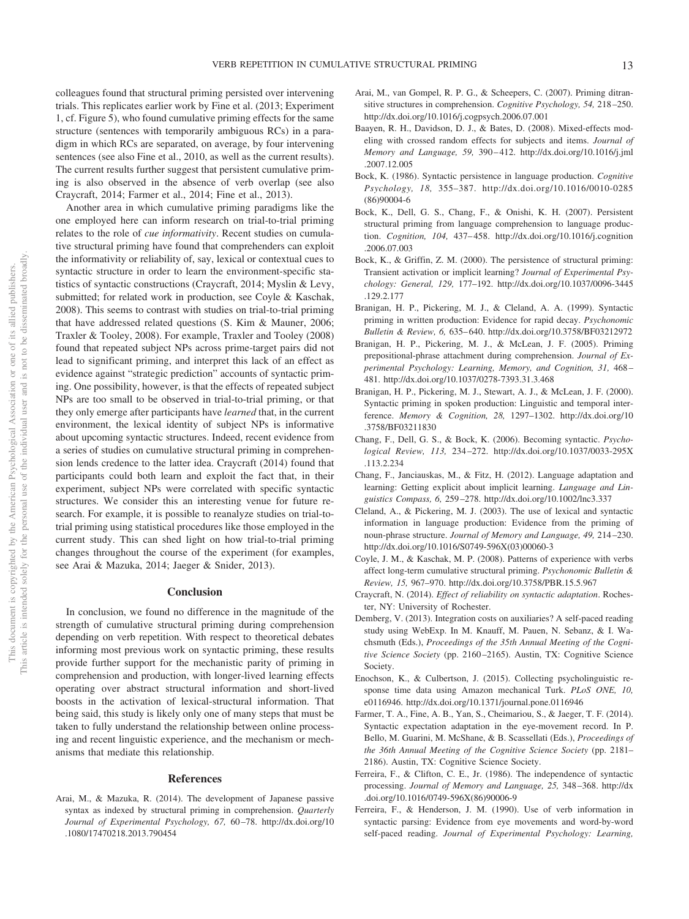colleagues found that structural priming persisted over intervening trials. This replicates earlier work by Fine et al. (2013; Experiment 1, cf. Figure 5), who found cumulative priming effects for the same structure (sentences with temporarily ambiguous RCs) in a paradigm in which RCs are separated, on average, by four intervening sentences (see also Fine et al., 2010, as well as the current results). The current results further suggest that persistent cumulative priming is also observed in the absence of verb overlap (see also Craycraft, 2014; Farmer et al., 2014; Fine et al., 2013).

Another area in which cumulative priming paradigms like the one employed here can inform research on trial-to-trial priming relates to the role of *cue informativity*. Recent studies on cumulative structural priming have found that comprehenders can exploit the informativity or reliability of, say, lexical or contextual cues to syntactic structure in order to learn the environment-specific statistics of syntactic constructions (Craycraft, 2014; Myslin & Levy, submitted; for related work in production, see Coyle & Kaschak, 2008). This seems to contrast with studies on trial-to-trial priming that have addressed related questions (S. Kim & Mauner, 2006; Traxler & Tooley, 2008). For example, Traxler and Tooley (2008) found that repeated subject NPs across prime-target pairs did not lead to significant priming, and interpret this lack of an effect as evidence against "strategic prediction" accounts of syntactic priming. One possibility, however, is that the effects of repeated subject NPs are too small to be observed in trial-to-trial priming, or that they only emerge after participants have *learned* that, in the current environment, the lexical identity of subject NPs is informative about upcoming syntactic structures. Indeed, recent evidence from a series of studies on cumulative structural priming in comprehension lends credence to the latter idea. Craycraft (2014) found that participants could both learn and exploit the fact that, in their experiment, subject NPs were correlated with specific syntactic structures. We consider this an interesting venue for future research. For example, it is possible to reanalyze studies on trial-to-trial priming using statistical procedures like those employed in the current study. This can shed light on how trial-to-trial priming changes throughout the course of the experiment (for examples, see Arai & Mazuka, 2014; Jaeger & Snider, 2013).

## Conclusion

In conclusion, we found no difference in the magnitude of the strength of cumulative structural priming during comprehension depending on verb repetition. With respect to theoretical debates informing most previous work on syntactic priming, these results provide further support for the mechanistic parity of priming in comprehension and production, with longer-lived learning effects operating over abstract structural information and short-lived boosts in the activation of lexical-structural information. That being said, this study is likely only one of many steps that must be taken to fully understand the relationship between online processing and recent linguistic experience, and the mechanism or mechanisms that mediate this relationship.

## References

Arai, M., & Mazuka, R. (2014). The development of Japanese passive syntax as indexed by structural priming in comprehension. *Quarterly Journal of Experimental Psychology, 67,* 60–78. http://dx.doi.org/10.1080/17470218.2013.790454

Arai, M., van Gompel, R. P. G., & Scheepers, C. (2007). Priming ditransitive structures in comprehension. *Cognitive Psychology, 54,* 218–250. http://dx.doi.org/10.1016/j.cogpsych.2006.07.001

Baayen, R. H., Davidson, D. J., & Bates, D. (2008). Mixed-effects modeling with crossed random effects for subjects and items. *Journal of Memory and Language, 59,* 390–412. http://dx.doi.org/10.1016/j.jml.2007.12.005

Bock, K. (1986). Syntactic persistence in language production. *Cognitive Psychology, 18,* 355–387. http://dx.doi.org/10.1016/0010-0285(86)90004-6

Bock, K., Dell, G. S., Chang, F., & Onishi, K. H. (2007). Persistent structural priming from language comprehension to language production. *Cognition, 104,* 437–458. http://dx.doi.org/10.1016/j.cognition.2006.07.003

Bock, K., & Griffin, Z. M. (2000). The persistence of structural priming: Transient activation or implicit learning? *Journal of Experimental Psychology: General, 129,* 177–192. http://dx.doi.org/10.1037/0096-3445.129.2.177

Branigan, H. P., Pickering, M. J., & Cleland, A. A. (1999). Syntactic priming in written production: Evidence for rapid decay. *Psychonomic Bulletin & Review, 6,* 635–640. http://dx.doi.org/10.3758/BF03212972

Branigan, H. P., Pickering, M. J., & McLean, J. F. (2005). Priming prepositional-phrase attachment during comprehension. *Journal of Experimental Psychology: Learning, Memory, and Cognition, 31,* 468–481. http://dx.doi.org/10.1037/0278-7393.31.3.468

Branigan, H. P., Pickering, M. J., Stewart, A. J., & McLean, J. F. (2000). Syntactic priming in spoken production: Linguistic and temporal interference. *Memory & Cognition, 28,* 1297–1302. http://dx.doi.org/10.3758/BF03211830

Chang, F., Dell, G. S., & Bock, K. (2006). Becoming syntactic. *Psychological Review, 113,* 234–272. http://dx.doi.org/10.1037/0033-295X.113.2.234

Chang, F., Janciauskas, M., & Fitz, H. (2012). Language adaptation and learning: Getting explicit about implicit learning. *Language and Linguistics Compass, 6,* 259–278. http://dx.doi.org/10.1002/lnc3.337

Cleland, A., & Pickering, M. J. (2003). The use of lexical and syntactic information in language production: Evidence from the priming of noun-phrase structure. *Journal of Memory and Language, 49,* 214–230. http://dx.doi.org/10.1016/S0749-596X(03)00060-3

Coyle, J. M., & Kaschak, M. P. (2008). Patterns of experience with verbs affect long-term cumulative structural priming. *Psychonomic Bulletin & Review, 15,* 967–970. http://dx.doi.org/10.3758/PBR.15.5.967

Craycraft, N. (2014). *Effect of reliability on syntactic adaptation*. Rochester, NY: University of Rochester.

Demberg, V. (2013). Integration costs on auxiliaries? A self-paced reading study using WebExp. In M. Knauff, M. Pauen, N. Sebanz, & I. Wachsmuth (Eds.), *Proceedings of the 35th Annual Meeting of the Cognitive Science Society* (pp. 2160–2165). Austin, TX: Cognitive Science Society.

Enochson, K., & Culbertson, J. (2015). Collecting psycholinguistic response time data using Amazon mechanical Turk. *PLoS ONE, 10,* e0116946. http://dx.doi.org/10.1371/journal.pone.0116946

Farmer, T. A., Fine, A. B., Yan, S., Cheimariou, S., & Jaeger, T. F. (2014). Syntactic expectation adaptation in the eye-movement record. In P. Bello, M. Guarini, M. McShane, & B. Scassellati (Eds.), *Proceedings of the 36th Annual Meeting of the Cognitive Science Society* (pp. 2181–2186). Austin, TX: Cognitive Science Society.

Ferreira, F., & Clifton, C. E., Jr. (1986). The independence of syntactic processing. *Journal of Memory and Language, 25,* 348–368. http://dx.doi.org/10.1016/0749-596X(86)90006-9

Ferreira, F., & Henderson, J. M. (1990). Use of verb information in syntactic parsing: Evidence from eye movements and word-by-word self-paced reading. *Journal of Experimental Psychology: Learning,*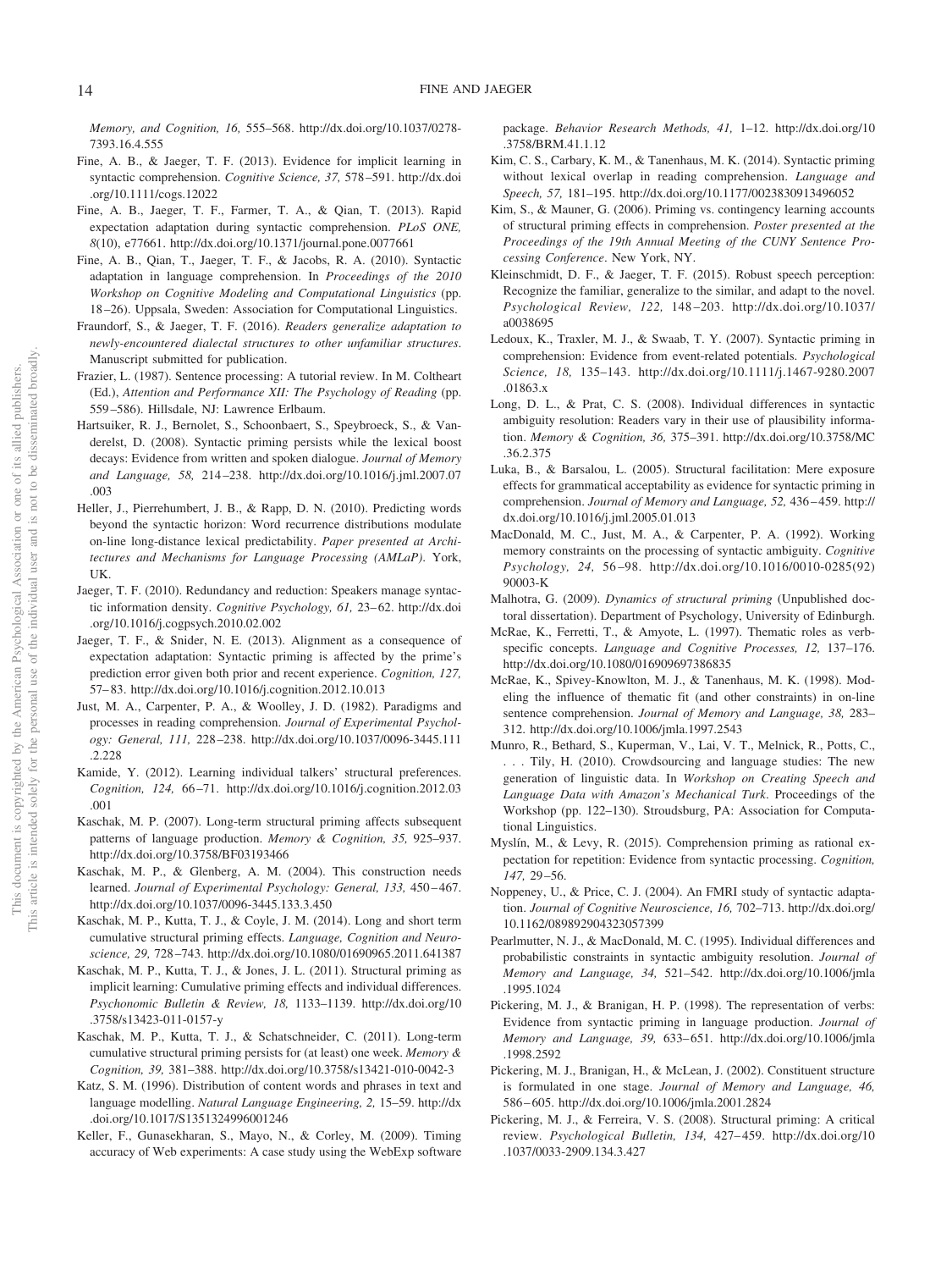*Memory, and Cognition, 16,* 555–568. http://dx.doi.org/10.1037/0278-7393.16.4.555

Fine, A. B., & Jaeger, T. F. (2013). Evidence for implicit learning in syntactic comprehension. *Cognitive Science, 37,* 578–591. http://dx.doi.org/10.1111/cogs.12022

Fine, A. B., Jaeger, T. F., Farmer, T. A., & Qian, T. (2013). Rapid expectation adaptation during syntactic comprehension. *PLoS ONE, 8*(10), e77661. http://dx.doi.org/10.1371/journal.pone.0077661

Fine, A. B., Qian, T., Jaeger, T. F., & Jacobs, R. A. (2010). Syntactic adaptation in language comprehension. In *Proceedings of the 2010 Workshop on Cognitive Modeling and Computational Linguistics* (pp. 18–26). Uppsala, Sweden: Association for Computational Linguistics.

Fraundorf, S., & Jaeger, T. F. (2016). *Readers generalize adaptation to newly-encountered dialectal structures to other unfamiliar structures.* Manuscript submitted for publication.

Frazier, L. (1987). Sentence processing: A tutorial review. In M. Coltheart (Ed.), *Attention and Performance XII: The Psychology of Reading* (pp. 559–586). Hillsdale, NJ: Lawrence Erlbaum.

Hartsuiker, R. J., Bernolet, S., Schoonbaert, S., Speybroeck, S., & Vanderelst, D. (2008). Syntactic priming persists while the lexical boost decays: Evidence from written and spoken dialogue. *Journal of Memory and Language, 58,* 214–238. http://dx.doi.org/10.1016/j.jml.2007.07.003

Heller, J., Pierrehumbert, J. B., & Rapp, D. N. (2010). Predicting words beyond the syntactic horizon: Word recurrence distributions modulate on-line long-distance lexical predictability. *Paper presented at Architectures and Mechanisms for Language Processing (AMLaP).* York, UK.

Jaeger, T. F. (2010). Redundancy and reduction: Speakers manage syntactic information density. *Cognitive Psychology, 61,* 23–62. http://dx.doi.org/10.1016/j.cogpsych.2010.02.002

Jaeger, T. F., & Snider, N. E. (2013). Alignment as a consequence of expectation adaptation: Syntactic priming is affected by the prime's prediction error given both prior and recent experience. *Cognition, 127,* 57–83. http://dx.doi.org/10.1016/j.cognition.2012.10.013

Just, M. A., Carpenter, P. A., & Woolley, J. D. (1982). Paradigms and processes in reading comprehension. *Journal of Experimental Psychology: General, 111,* 228–238. http://dx.doi.org/10.1037/0096-3445.111.2.228

Kamide, Y. (2012). Learning individual talkers' structural preferences. *Cognition, 124,* 66–71. http://dx.doi.org/10.1016/j.cognition.2012.03.001

Kaschak, M. P. (2007). Long-term structural priming affects subsequent patterns of language production. *Memory & Cognition, 35,* 925–937. http://dx.doi.org/10.3758/BF03193466

Kaschak, M. P., & Glenberg, A. M. (2004). This construction needs learned. *Journal of Experimental Psychology: General, 133,* 450–467. http://dx.doi.org/10.1037/0096-3445.133.3.450

Kaschak, M. P., Kutta, T. J., & Coyle, J. M. (2014). Long and short term cumulative structural priming effects. *Language, Cognition and Neuroscience, 29,* 728–743. http://dx.doi.org/10.1080/01690965.2011.641387

Kaschak, M. P., Kutta, T. J., & Jones, J. L. (2011). Structural priming as implicit learning: Cumulative priming effects and individual differences. *Psychonomic Bulletin & Review, 18,* 1133–1139. http://dx.doi.org/10.3758/s13423-011-0157-y

Kaschak, M. P., Kutta, T. J., & Schatschneider, C. (2011). Long-term cumulative structural priming persists for (at least) one week. *Memory & Cognition, 39,* 381–388. http://dx.doi.org/10.3758/s13421-010-0042-3

Katz, S. M. (1996). Distribution of content words and phrases in text and language modelling. *Natural Language Engineering, 2,* 15–59. http://dx.doi.org/10.1017/S1351324996001246

Keller, F., Gunasekharan, S., Mayo, N., & Corley, M. (2009). Timing accuracy of Web experiments: A case study using the WebExp software package. *Behavior Research Methods, 41,* 1–12. http://dx.doi.org/10.3758/BRM.41.1.12

Kim, C. S., Carbary, K. M., & Tanenhaus, M. K. (2014). Syntactic priming without lexical overlap in reading comprehension. *Language and Speech, 57,* 181–195. http://dx.doi.org/10.1177/0023830913496052

Kim, S., & Mauner, G. (2006). Priming vs. contingency learning accounts of structural priming effects in comprehension. *Poster presented at the Proceedings of the 19th Annual Meeting of the CUNY Sentence Processing Conference.* New York, NY.

Kleinschmidt, D. F., & Jaeger, T. F. (2015). Robust speech perception: Recognize the familiar, generalize to the similar, and adapt to the novel. *Psychological Review, 122,* 148–203. http://dx.doi.org/10.1037/a0038695

Ledoux, K., Traxler, M. J., & Swaab, T. Y. (2007). Syntactic priming in comprehension: Evidence from event-related potentials. *Psychological Science, 18,* 135–143. http://dx.doi.org/10.1111/j.1467-9280.2007.01863.x

Long, D. L., & Prat, C. S. (2008). Individual differences in syntactic ambiguity resolution: Readers vary in their use of plausibility information. *Memory & Cognition, 36,* 375–391. http://dx.doi.org/10.3758/MC.36.2.375

Luka, B., & Barsalou, L. (2005). Structural facilitation: Mere exposure effects for grammatical acceptability as evidence for syntactic priming in comprehension. *Journal of Memory and Language, 52,* 436–459. http://dx.doi.org/10.1016/j.jml.2005.01.013

MacDonald, M. C., Just, M. A., & Carpenter, P. A. (1992). Working memory constraints on the processing of syntactic ambiguity. *Cognitive Psychology, 24,* 56–98. http://dx.doi.org/10.1016/0010-0285(92)90003-K

Malhotra, G. (2009). *Dynamics of structural priming* (Unpublished doctoral dissertation). Department of Psychology, University of Edinburgh.

McRae, K., Ferretti, T., & Amyote, L. (1997). Thematic roles as verb-specific concepts. *Language and Cognitive Processes, 12,* 137–176. http://dx.doi.org/10.1080/016909697386835

McRae, K., Spivey-Knowlton, M. J., & Tanenhaus, M. K. (1998). Modeling the influence of thematic fit (and other constraints) in on-line sentence comprehension. *Journal of Memory and Language, 38,* 283–312. http://dx.doi.org/10.1006/jmla.1997.2543

Munro, R., Bethard, S., Kuperman, V., Lai, V. T., Melnick, R., Potts, C., . . . Tily, H. (2010). Crowdsourcing and language studies: The new generation of linguistic data. In *Workshop on Creating Speech and Language Data with Amazon's Mechanical Turk*. Proceedings of the Workshop (pp. 122–130). Stroudsburg, PA: Association for Computational Linguistics.

Myslín, M., & Levy, R. (2015). Comprehension priming as rational expectation for repetition: Evidence from syntactic processing. *Cognition, 147,* 29–56.

Noppeney, U., & Price, C. J. (2004). An FMRI study of syntactic adaptation. *Journal of Cognitive Neuroscience, 16,* 702–713. http://dx.doi.org/10.1162/089892904323057399

Pearlmutter, N. J., & MacDonald, M. C. (1995). Individual differences and probabilistic constraints in syntactic ambiguity resolution. *Journal of Memory and Language, 34,* 521–542. http://dx.doi.org/10.1006/jmla.1995.1024

Pickering, M. J., & Branigan, H. P. (1998). The representation of verbs: Evidence from syntactic priming in language production. *Journal of Memory and Language, 39,* 633–651. http://dx.doi.org/10.1006/jmla.1998.2592

Pickering, M. J., Branigan, H., & McLean, J. (2002). Constituent structure is formulated in one stage. *Journal of Memory and Language, 46,* 586–605. http://dx.doi.org/10.1006/jmla.2001.2824

Pickering, M. J., & Ferreira, V. S. (2008). Structural priming: A critical review. *Psychological Bulletin, 134,* 427–459. http://dx.doi.org/10.1037/0033-2909.134.3.427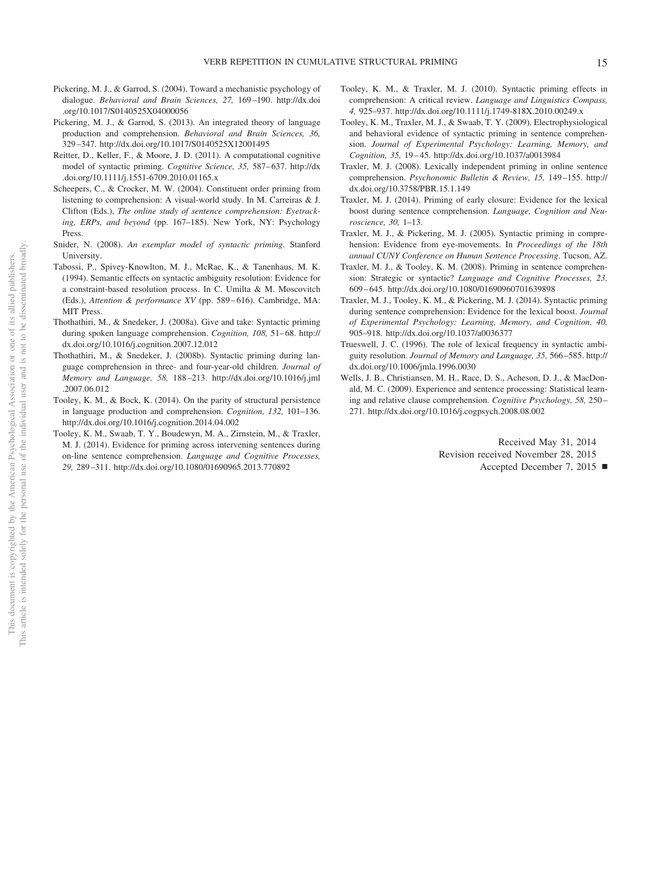Pickering, M. J., & Garrod, S. (2004). Toward a mechanistic psychology of dialogue. *Behavioral and Brain Sciences, 27,* 169–190. http://dx.doi.org/10.1017/S0140525X04000056

Pickering, M. J., & Garrod, S. (2013). An integrated theory of language production and comprehension. *Behavioral and Brain Sciences, 36,* 329–347. http://dx.doi.org/10.1017/S0140525X12001495

Reitter, D., Keller, F., & Moore, J. D. (2011). A computational cognitive model of syntactic priming. *Cognitive Science, 35,* 587–637. http://dx.doi.org/10.1111/j.1551-6709.2010.01165.x

Scheepers, C., & Crocker, M. W. (2004). Constituent order priming from listening to comprehension: A visual-world study. In M. Carreiras & J. Clifton (Eds.), *The online study of sentence comprehension: Eyetracking, ERPs, and beyond* (pp. 167–185). New York, NY: Psychology Press.

Snider, N. (2008). *An exemplar model of syntactic priming*. Stanford University.

Tabossi, P., Spivey-Knowlton, M. J., McRae, K., & Tanenhaus, M. K. (1994). Semantic effects on syntactic ambiguity resolution: Evidence for a constraint-based resolution process. In C. Umilta & M. Moscovitch (Eds.), *Attention & performance XV* (pp. 589–616). Cambridge, MA: MIT Press.

Thothathiri, M., & Snedeker, J. (2008a). Give and take: Syntactic priming during spoken language comprehension. *Cognition, 108,* 51–68. http://dx.doi.org/10.1016/j.cognition.2007.12.012

Thothathiri, M., & Snedeker, J. (2008b). Syntactic priming during language comprehension in three- and four-year-old children. *Journal of Memory and Language, 58,* 188–213. http://dx.doi.org/10.1016/j.jml.2007.06.012

Tooley, K. M., & Bock, K. (2014). On the parity of structural persistence in language production and comprehension. *Cognition, 132,* 101–136. http://dx.doi.org/10.1016/j.cognition.2014.04.002

Tooley, K. M., Swaab, T. Y., Boudewyn, M. A., Zirnstein, M., & Traxler, M. J. (2014). Evidence for priming across intervening sentences during on-line sentence comprehension. *Language and Cognitive Processes, 29,* 289–311. http://dx.doi.org/10.1080/01690965.2013.770892

Tooley, K. M., & Traxler, M. J. (2010). Syntactic priming effects in comprehension: A critical review. *Language and Linguistics Compass, 4,* 925–937. http://dx.doi.org/10.1111/j.1749-818X.2010.00249.x

Tooley, K. M., Traxler, M. J., & Swaab, T. Y. (2009). Electrophysiological and behavioral evidence of syntactic priming in sentence comprehension. *Journal of Experimental Psychology: Learning, Memory, and Cognition, 35,* 19–45. http://dx.doi.org/10.1037/a0013984

Traxler, M. J. (2008). Lexically independent priming in online sentence comprehension. *Psychonomic Bulletin & Review, 15,* 149–155. http://dx.doi.org/10.3758/PBR.15.1.149

Traxler, M. J. (2014). Priming of early closure: Evidence for the lexical boost during sentence comprehension. *Language, Cognition and Neuroscience, 30,* 1–13.

Traxler, M. J., & Pickering, M. J. (2005). Syntactic priming in comprehension: Evidence from eye-movements. In *Proceedings of the 18th annual CUNY Conference on Human Sentence Processing*. Tucson, AZ.

Traxler, M. J., & Tooley, K. M. (2008). Priming in sentence comprehension: Strategic or syntactic? *Language and Cognitive Processes, 23,* 609–645. http://dx.doi.org/10.1080/01690960701639898

Traxler, M. J., Tooley, K. M., & Pickering, M. J. (2014). Syntactic priming during sentence comprehension: Evidence for the lexical boost. *Journal of Experimental Psychology: Learning, Memory, and Cognition, 40,* 905–918. http://dx.doi.org/10.1037/a0036377

Trueswell, J. C. (1996). The role of lexical frequency in syntactic ambiguity resolution. *Journal of Memory and Language, 35,* 566–585. http://dx.doi.org/10.1006/jmla.1996.0030

Wells, J. B., Christiansen, M. H., Race, D. S., Acheson, D. J., & MacDonald, M. C. (2009). Experience and sentence processing: Statistical learning and relative clause comprehension. *Cognitive Psychology, 58,* 250–271. http://dx.doi.org/10.1016/j.cogpsych.2008.08.002

Received May 31, 2014
Revision received November 28, 2015
Accepted December 7, 2015 ■